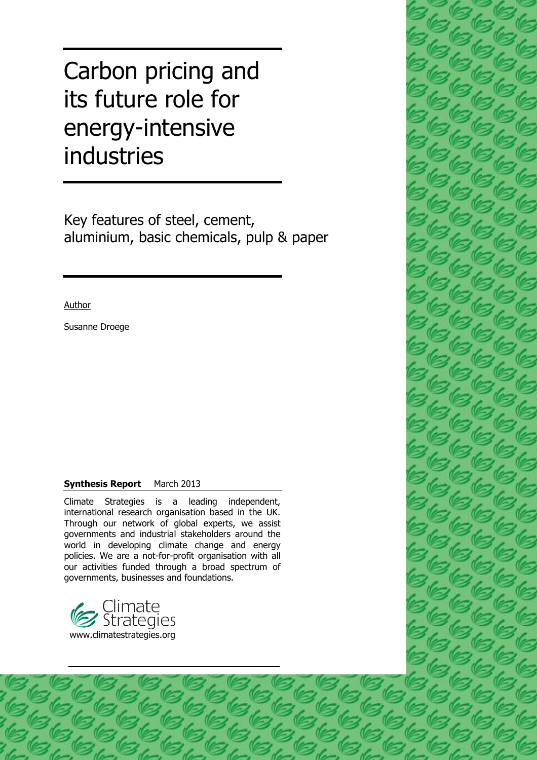# Carbon pricing and its future role for energy-intensive industries

## Key features of steel, cement, aluminium, basic chemicals, pulp & paper

Author

Susanne Droege

**Synthesis Report** March 2013

Climate Strategies is a leading independent, international research organisation based in the UK. Through our network of global experts, we assist governments and industrial stakeholders around the world in developing climate change and energy policies. We are a not-for-profit organisation with all our activities funded through a broad spectrum of governments, businesses and foundations.

Climate Strategies

www.climatestrategies.org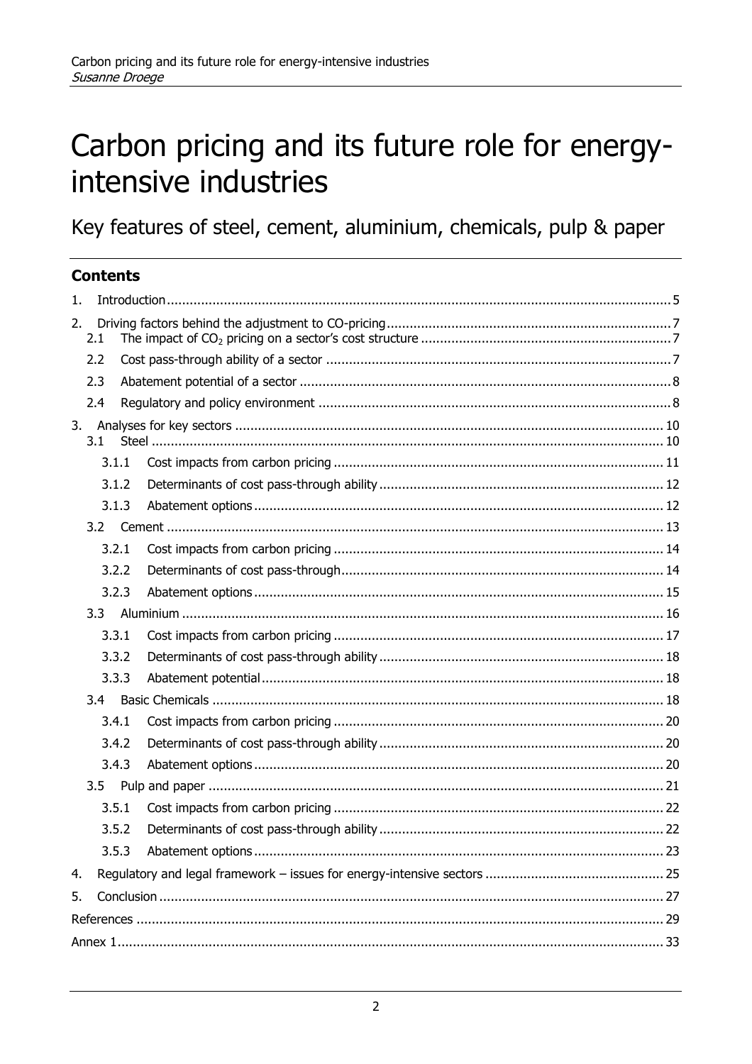# Carbon pricing and its future role for energy-intensive industries

## Key features of steel, cement, aluminium, chemicals, pulp & paper

### Contents

1. Introduction ..... 5
2. Driving factors behind the adjustment to CO-pricing ..... 7
   - 2.1 The impact of $CO_2$ pricing on a sector's cost structure ..... 7
   - 2.2 Cost pass-through ability of a sector ..... 7
   - 2.3 Abatement potential of a sector ..... 8
   - 2.4 Regulatory and policy environment ..... 8
3. Analyses for key sectors ..... 10
   - 3.1 Steel ..... 10
     - 3.1.1 Cost impacts from carbon pricing ..... 11
     - 3.1.2 Determinants of cost pass-through ability ..... 12
     - 3.1.3 Abatement options ..... 12
   - 3.2 Cement ..... 13
     - 3.2.1 Cost impacts from carbon pricing ..... 14
     - 3.2.2 Determinants of cost pass-through ..... 14
     - 3.2.3 Abatement options ..... 15
   - 3.3 Aluminium ..... 16
     - 3.3.1 Cost impacts from carbon pricing ..... 17
     - 3.3.2 Determinants of cost pass-through ability ..... 18
     - 3.3.3 Abatement potential ..... 18
   - 3.4 Basic Chemicals ..... 18
     - 3.4.1 Cost impacts from carbon pricing ..... 20
     - 3.4.2 Determinants of cost pass-through ability ..... 20
     - 3.4.3 Abatement options ..... 20
   - 3.5 Pulp and paper ..... 21
     - 3.5.1 Cost impacts from carbon pricing ..... 22
     - 3.5.2 Determinants of cost pass-through ability ..... 22
     - 3.5.3 Abatement options ..... 23
4. Regulatory and legal framework – issues for energy-intensive sectors ..... 25
5. Conclusion ..... 27

References ..... 29

Annex 1 ..... 33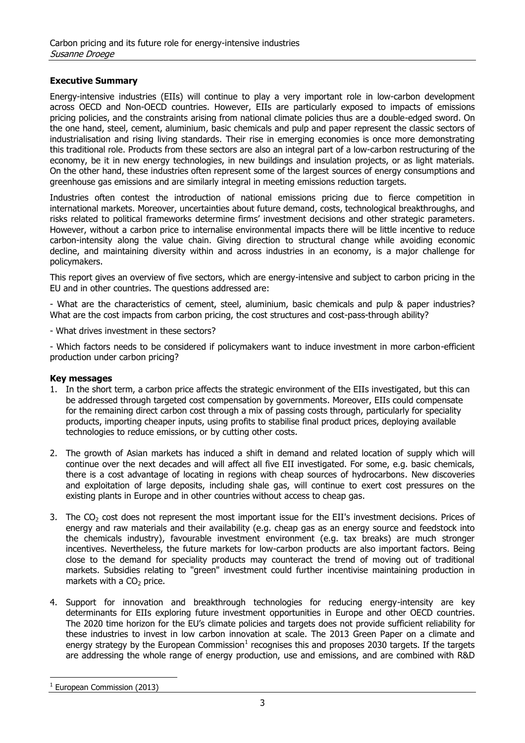## Executive Summary

Energy-intensive industries (EIIs) will continue to play a very important role in low-carbon development across OECD and Non-OECD countries. However, EIIs are particularly exposed to impacts of emissions pricing policies, and the constraints arising from national climate policies thus are a double-edged sword. On the one hand, steel, cement, aluminium, basic chemicals and pulp and paper represent the classic sectors of industrialisation and rising living standards. Their rise in emerging economies is once more demonstrating this traditional role. Products from these sectors are also an integral part of a low-carbon restructuring of the economy, be it in new energy technologies, in new buildings and insulation projects, or as light materials. On the other hand, these industries often represent some of the largest sources of energy consumptions and greenhouse gas emissions and are similarly integral in meeting emissions reduction targets.

Industries often contest the introduction of national emissions pricing due to fierce competition in international markets. Moreover, uncertainties about future demand, costs, technological breakthroughs, and risks related to political frameworks determine firms' investment decisions and other strategic parameters. However, without a carbon price to internalise environmental impacts there will be little incentive to reduce carbon-intensity along the value chain. Giving direction to structural change while avoiding economic decline, and maintaining diversity within and across industries in an economy, is a major challenge for policymakers.

This report gives an overview of five sectors, which are energy-intensive and subject to carbon pricing in the EU and in other countries. The questions addressed are:

- What are the characteristics of cement, steel, aluminium, basic chemicals and pulp & paper industries? What are the cost impacts from carbon pricing, the cost structures and cost-pass-through ability?

- What drives investment in these sectors?

- Which factors needs to be considered if policymakers want to induce investment in more carbon-efficient production under carbon pricing?

### Key messages

1. In the short term, a carbon price affects the strategic environment of the EIIs investigated, but this can be addressed through targeted cost compensation by governments. Moreover, EIIs could compensate for the remaining direct carbon cost through a mix of passing costs through, particularly for speciality products, importing cheaper inputs, using profits to stabilise final product prices, deploying available technologies to reduce emissions, or by cutting other costs.

2. The growth of Asian markets has induced a shift in demand and related location of supply which will continue over the next decades and will affect all five EII investigated. For some, e.g. basic chemicals, there is a cost advantage of locating in regions with cheap sources of hydrocarbons. New discoveries and exploitation of large deposits, including shale gas, will continue to exert cost pressures on the existing plants in Europe and in other countries without access to cheap gas.

3. The $CO_2$ cost does not represent the most important issue for the EII's investment decisions. Prices of energy and raw materials and their availability (e.g. cheap gas as an energy source and feedstock into the chemicals industry), favourable investment environment (e.g. tax breaks) are much stronger incentives. Nevertheless, the future markets for low-carbon products are also important factors. Being close to the demand for speciality products may counteract the trend of moving out of traditional markets. Subsidies relating to "green" investment could further incentivise maintaining production in markets with a $CO_2$ price.

4. Support for innovation and breakthrough technologies for reducing energy-intensity are key determinants for EIIs exploring future investment opportunities in Europe and other OECD countries. The 2020 time horizon for the EU's climate policies and targets does not provide sufficient reliability for these industries to invest in low carbon innovation at scale. The 2013 Green Paper on a climate and energy strategy by the European Commission[1] recognises this and proposes 2030 targets. If the targets are addressing the whole range of energy production, use and emissions, and are combined with R&D

[1] European Commission (2013)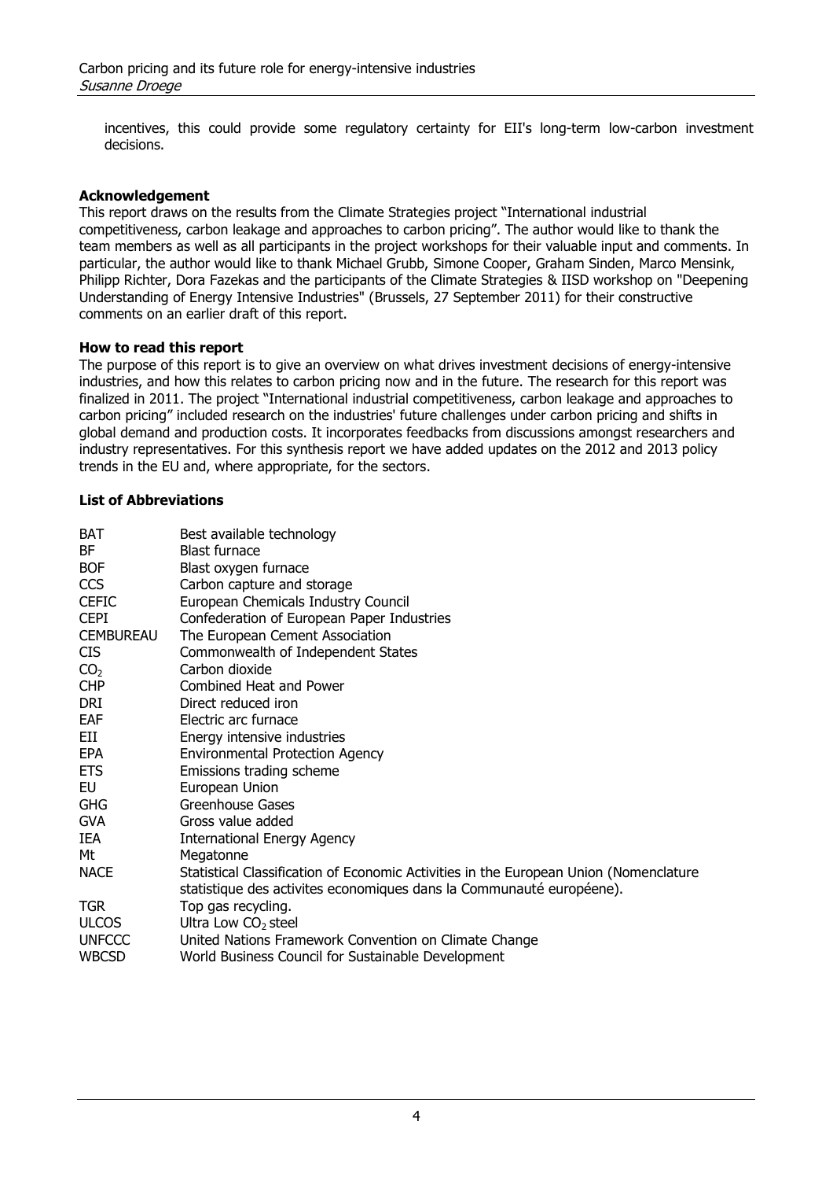incentives, this could provide some regulatory certainty for EII's long-term low-carbon investment decisions.

**Acknowledgement**

This report draws on the results from the Climate Strategies project "International industrial competitiveness, carbon leakage and approaches to carbon pricing". The author would like to thank the team members as well as all participants in the project workshops for their valuable input and comments. In particular, the author would like to thank Michael Grubb, Simone Cooper, Graham Sinden, Marco Mensink, Philipp Richter, Dora Fazekas and the participants of the Climate Strategies & IISD workshop on "Deepening Understanding of Energy Intensive Industries" (Brussels, 27 September 2011) for their constructive comments on an earlier draft of this report.

**How to read this report**

The purpose of this report is to give an overview on what drives investment decisions of energy-intensive industries, and how this relates to carbon pricing now and in the future. The research for this report was finalized in 2011. The project "International industrial competitiveness, carbon leakage and approaches to carbon pricing" included research on the industries' future challenges under carbon pricing and shifts in global demand and production costs. It incorporates feedbacks from discussions amongst researchers and industry representatives. For this synthesis report we have added updates on the 2012 and 2013 policy trends in the EU and, where appropriate, for the sectors.

**List of Abbreviations**

| | |
|---|---|
| BAT | Best available technology |
| BF | Blast furnace |
| BOF | Blast oxygen furnace |
| CCS | Carbon capture and storage |
| CEFIC | European Chemicals Industry Council |
| CEPI | Confederation of European Paper Industries |
| CEMBUREAU | The European Cement Association |
| CIS | Commonwealth of Independent States |
| $CO_2$ | Carbon dioxide |
| CHP | Combined Heat and Power |
| DRI | Direct reduced iron |
| EAF | Electric arc furnace |
| EII | Energy intensive industries |
| EPA | Environmental Protection Agency |
| ETS | Emissions trading scheme |
| EU | European Union |
| GHG | Greenhouse Gases |
| GVA | Gross value added |
| IEA | International Energy Agency |
| Mt | Megatonne |
| NACE | Statistical Classification of Economic Activities in the European Union (Nomenclature statistique des activites economiques dans la Communauté européene). |
| TGR | Top gas recycling. |
| ULCOS | Ultra Low $CO_2$ steel |
| UNFCCC | United Nations Framework Convention on Climate Change |
| WBCSD | World Business Council for Sustainable Development |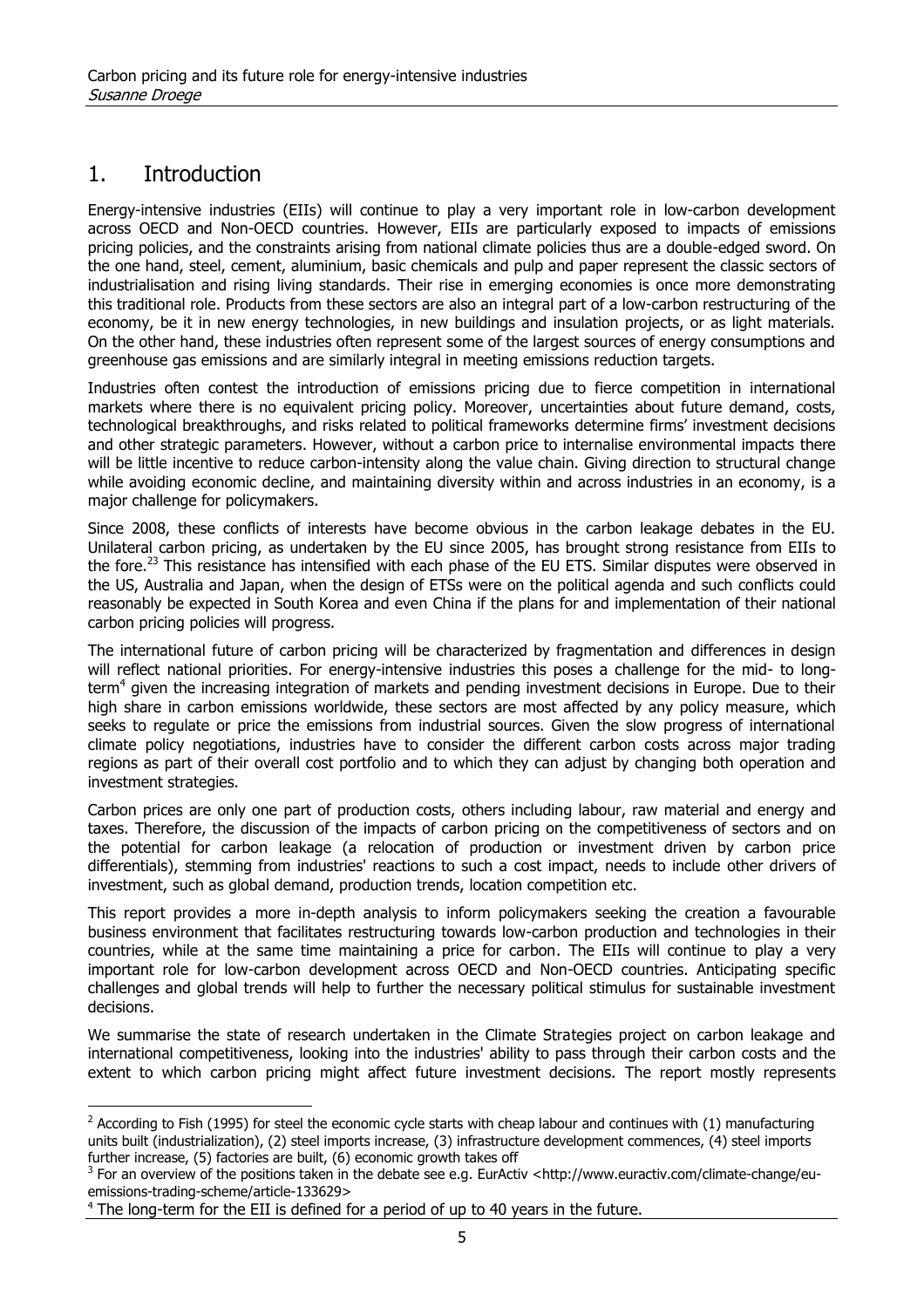# 1. Introduction

Energy-intensive industries (EIIs) will continue to play a very important role in low-carbon development across OECD and Non-OECD countries. However, EIIs are particularly exposed to impacts of emissions pricing policies, and the constraints arising from national climate policies thus are a double-edged sword. On the one hand, steel, cement, aluminium, basic chemicals and pulp and paper represent the classic sectors of industrialisation and rising living standards. Their rise in emerging economies is once more demonstrating this traditional role. Products from these sectors are also an integral part of a low-carbon restructuring of the economy, be it in new energy technologies, in new buildings and insulation projects, or as light materials. On the other hand, these industries often represent some of the largest sources of energy consumptions and greenhouse gas emissions and are similarly integral in meeting emissions reduction targets.

Industries often contest the introduction of emissions pricing due to fierce competition in international markets where there is no equivalent pricing policy. Moreover, uncertainties about future demand, costs, technological breakthroughs, and risks related to political frameworks determine firms' investment decisions and other strategic parameters. However, without a carbon price to internalise environmental impacts there will be little incentive to reduce carbon-intensity along the value chain. Giving direction to structural change while avoiding economic decline, and maintaining diversity within and across industries in an economy, is a major challenge for policymakers.

Since 2008, these conflicts of interests have become obvious in the carbon leakage debates in the EU. Unilateral carbon pricing, as undertaken by the EU since 2005, has brought strong resistance from EIIs to the fore.[2][3] This resistance has intensified with each phase of the EU ETS. Similar disputes were observed in the US, Australia and Japan, when the design of ETSs were on the political agenda and such conflicts could reasonably be expected in South Korea and even China if the plans for and implementation of their national carbon pricing policies will progress.

The international future of carbon pricing will be characterized by fragmentation and differences in design will reflect national priorities. For energy-intensive industries this poses a challenge for the mid- to long-term[4] given the increasing integration of markets and pending investment decisions in Europe. Due to their high share in carbon emissions worldwide, these sectors are most affected by any policy measure, which seeks to regulate or price the emissions from industrial sources. Given the slow progress of international climate policy negotiations, industries have to consider the different carbon costs across major trading regions as part of their overall cost portfolio and to which they can adjust by changing both operation and investment strategies.

Carbon prices are only one part of production costs, others including labour, raw material and energy and taxes. Therefore, the discussion of the impacts of carbon pricing on the competitiveness of sectors and on the potential for carbon leakage (a relocation of production or investment driven by carbon price differentials), stemming from industries' reactions to such a cost impact, needs to include other drivers of investment, such as global demand, production trends, location competition etc.

This report provides a more in-depth analysis to inform policymakers seeking the creation a favourable business environment that facilitates restructuring towards low-carbon production and technologies in their countries, while at the same time maintaining a price for carbon. The EIIs will continue to play a very important role for low-carbon development across OECD and Non-OECD countries. Anticipating specific challenges and global trends will help to further the necessary political stimulus for sustainable investment decisions.

We summarise the state of research undertaken in the Climate Strategies project on carbon leakage and international competitiveness, looking into the industries' ability to pass through their carbon costs and the extent to which carbon pricing might affect future investment decisions. The report mostly represents

---

[2] According to Fish (1995) for steel the economic cycle starts with cheap labour and continues with (1) manufacturing units built (industrialization), (2) steel imports increase, (3) infrastructure development commences, (4) steel imports further increase, (5) factories are built, (6) economic growth takes off

[3] For an overview of the positions taken in the debate see e.g. EurActiv <http://www.euractiv.com/climate-change/eu-emissions-trading-scheme/article-133629>

[4] The long-term for the EII is defined for a period of up to 40 years in the future.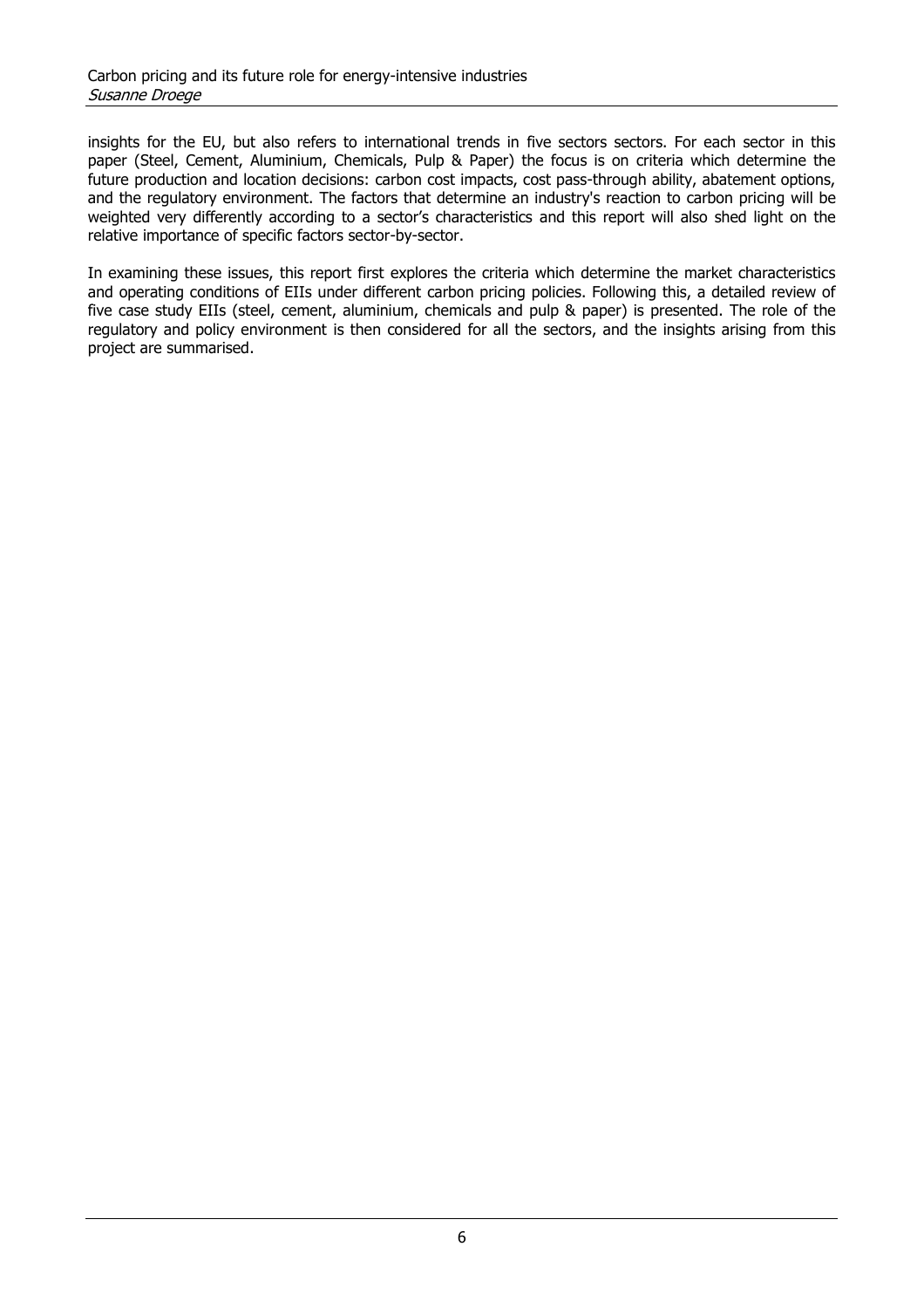insights for the EU, but also refers to international trends in five sectors sectors. For each sector in this paper (Steel, Cement, Aluminium, Chemicals, Pulp & Paper) the focus is on criteria which determine the future production and location decisions: carbon cost impacts, cost pass-through ability, abatement options, and the regulatory environment. The factors that determine an industry's reaction to carbon pricing will be weighted very differently according to a sector's characteristics and this report will also shed light on the relative importance of specific factors sector-by-sector.

In examining these issues, this report first explores the criteria which determine the market characteristics and operating conditions of EIIs under different carbon pricing policies. Following this, a detailed review of five case study EIIs (steel, cement, aluminium, chemicals and pulp & paper) is presented. The role of the regulatory and policy environment is then considered for all the sectors, and the insights arising from this project are summarised.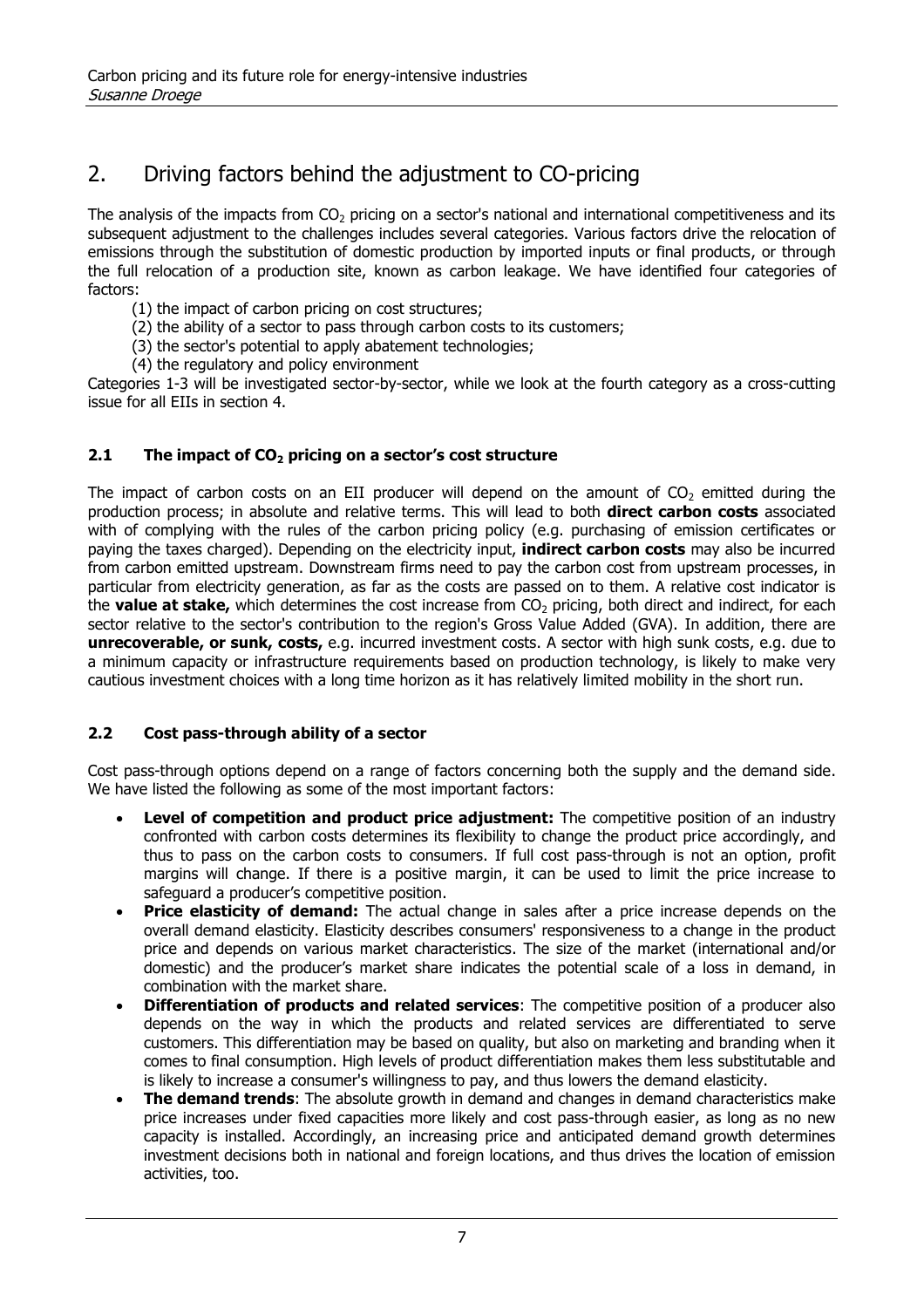## 2. Driving factors behind the adjustment to CO-pricing

The analysis of the impacts from $CO_2$ pricing on a sector's national and international competitiveness and its subsequent adjustment to the challenges includes several categories. Various factors drive the relocation of emissions through the substitution of domestic production by imported inputs or final products, or through the full relocation of a production site, known as carbon leakage. We have identified four categories of factors:

(1) the impact of carbon pricing on cost structures;
(2) the ability of a sector to pass through carbon costs to its customers;
(3) the sector's potential to apply abatement technologies;
(4) the regulatory and policy environment

Categories 1-3 will be investigated sector-by-sector, while we look at the fourth category as a cross-cutting issue for all EIIs in section 4.

### 2.1 The impact of $CO_2$ pricing on a sector's cost structure

The impact of carbon costs on an EII producer will depend on the amount of $CO_2$ emitted during the production process; in absolute and relative terms. This will lead to both **direct carbon costs** associated with of complying with the rules of the carbon pricing policy (e.g. purchasing of emission certificates or paying the taxes charged). Depending on the electricity input, **indirect carbon costs** may also be incurred from carbon emitted upstream. Downstream firms need to pay the carbon cost from upstream processes, in particular from electricity generation, as far as the costs are passed on to them. A relative cost indicator is the **value at stake,** which determines the cost increase from $CO_2$ pricing, both direct and indirect, for each sector relative to the sector's contribution to the region's Gross Value Added (GVA). In addition, there are **unrecoverable, or sunk, costs,** e.g. incurred investment costs. A sector with high sunk costs, e.g. due to a minimum capacity or infrastructure requirements based on production technology, is likely to make very cautious investment choices with a long time horizon as it has relatively limited mobility in the short run.

### 2.2 Cost pass-through ability of a sector

Cost pass-through options depend on a range of factors concerning both the supply and the demand side. We have listed the following as some of the most important factors:

- **Level of competition and product price adjustment:** The competitive position of an industry confronted with carbon costs determines its flexibility to change the product price accordingly, and thus to pass on the carbon costs to consumers. If full cost pass-through is not an option, profit margins will change. If there is a positive margin, it can be used to limit the price increase to safeguard a producer's competitive position.
- **Price elasticity of demand:** The actual change in sales after a price increase depends on the overall demand elasticity. Elasticity describes consumers' responsiveness to a change in the product price and depends on various market characteristics. The size of the market (international and/or domestic) and the producer's market share indicates the potential scale of a loss in demand, in combination with the market share.
- **Differentiation of products and related services**: The competitive position of a producer also depends on the way in which the products and related services are differentiated to serve customers. This differentiation may be based on quality, but also on marketing and branding when it comes to final consumption. High levels of product differentiation makes them less substitutable and is likely to increase a consumer's willingness to pay, and thus lowers the demand elasticity.
- **The demand trends**: The absolute growth in demand and changes in demand characteristics make price increases under fixed capacities more likely and cost pass-through easier, as long as no new capacity is installed. Accordingly, an increasing price and anticipated demand growth determines investment decisions both in national and foreign locations, and thus drives the location of emission activities, too.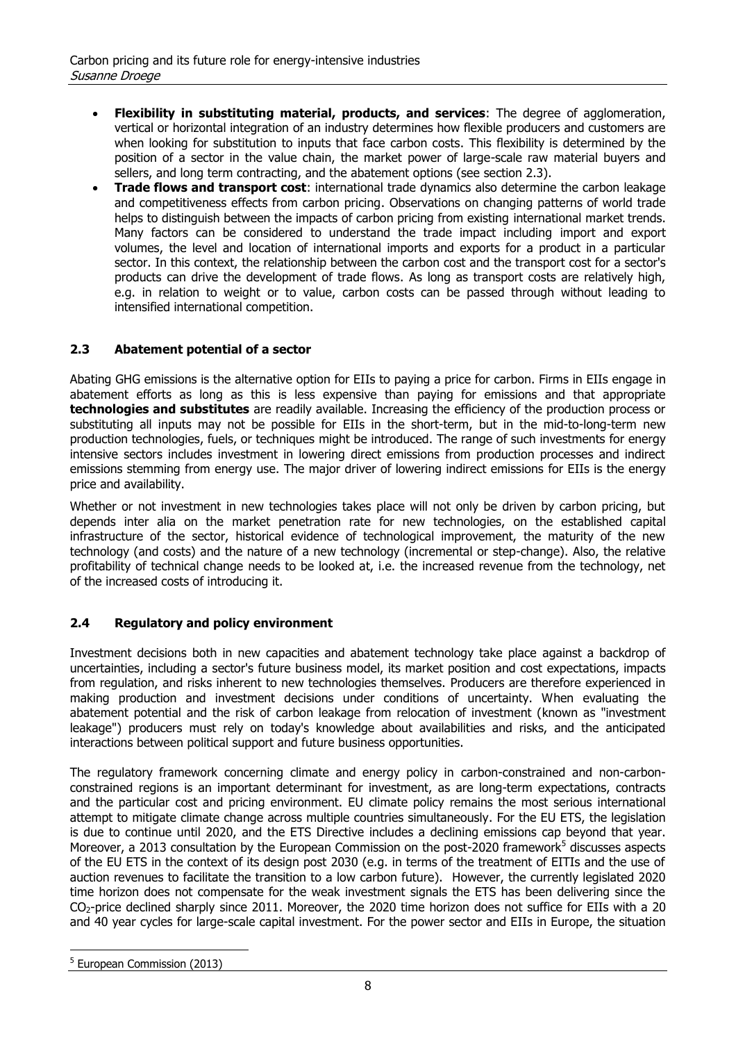- **Flexibility in substituting material, products, and services**: The degree of agglomeration, vertical or horizontal integration of an industry determines how flexible producers and customers are when looking for substitution to inputs that face carbon costs. This flexibility is determined by the position of a sector in the value chain, the market power of large-scale raw material buyers and sellers, and long term contracting, and the abatement options (see section 2.3).
- **Trade flows and transport cost**: international trade dynamics also determine the carbon leakage and competitiveness effects from carbon pricing. Observations on changing patterns of world trade helps to distinguish between the impacts of carbon pricing from existing international market trends. Many factors can be considered to understand the trade impact including import and export volumes, the level and location of international imports and exports for a product in a particular sector. In this context, the relationship between the carbon cost and the transport cost for a sector's products can drive the development of trade flows. As long as transport costs are relatively high, e.g. in relation to weight or to value, carbon costs can be passed through without leading to intensified international competition.

## 2.3 Abatement potential of a sector

Abating GHG emissions is the alternative option for EIIs to paying a price for carbon. Firms in EIIs engage in abatement efforts as long as this is less expensive than paying for emissions and that appropriate **technologies and substitutes** are readily available. Increasing the efficiency of the production process or substituting all inputs may not be possible for EIIs in the short-term, but in the mid-to-long-term new production technologies, fuels, or techniques might be introduced. The range of such investments for energy intensive sectors includes investment in lowering direct emissions from production processes and indirect emissions stemming from energy use. The major driver of lowering indirect emissions for EIIs is the energy price and availability.

Whether or not investment in new technologies takes place will not only be driven by carbon pricing, but depends inter alia on the market penetration rate for new technologies, on the established capital infrastructure of the sector, historical evidence of technological improvement, the maturity of the new technology (and costs) and the nature of a new technology (incremental or step-change). Also, the relative profitability of technical change needs to be looked at, i.e. the increased revenue from the technology, net of the increased costs of introducing it.

## 2.4 Regulatory and policy environment

Investment decisions both in new capacities and abatement technology take place against a backdrop of uncertainties, including a sector's future business model, its market position and cost expectations, impacts from regulation, and risks inherent to new technologies themselves. Producers are therefore experienced in making production and investment decisions under conditions of uncertainty. When evaluating the abatement potential and the risk of carbon leakage from relocation of investment (known as "investment leakage") producers must rely on today's knowledge about availabilities and risks, and the anticipated interactions between political support and future business opportunities.

The regulatory framework concerning climate and energy policy in carbon-constrained and non-carbon-constrained regions is an important determinant for investment, as are long-term expectations, contracts and the particular cost and pricing environment. EU climate policy remains the most serious international attempt to mitigate climate change across multiple countries simultaneously. For the EU ETS, the legislation is due to continue until 2020, and the ETS Directive includes a declining emissions cap beyond that year. Moreover, a 2013 consultation by the European Commission on the post-2020 framework[5] discusses aspects of the EU ETS in the context of its design post 2030 (e.g. in terms of the treatment of EITIs and the use of auction revenues to facilitate the transition to a low carbon future). However, the currently legislated 2020 time horizon does not compensate for the weak investment signals the ETS has been delivering since the $CO_2$-price declined sharply since 2011. Moreover, the 2020 time horizon does not suffice for EIIs with a 20 and 40 year cycles for large-scale capital investment. For the power sector and EIIs in Europe, the situation

[5] European Commission (2013)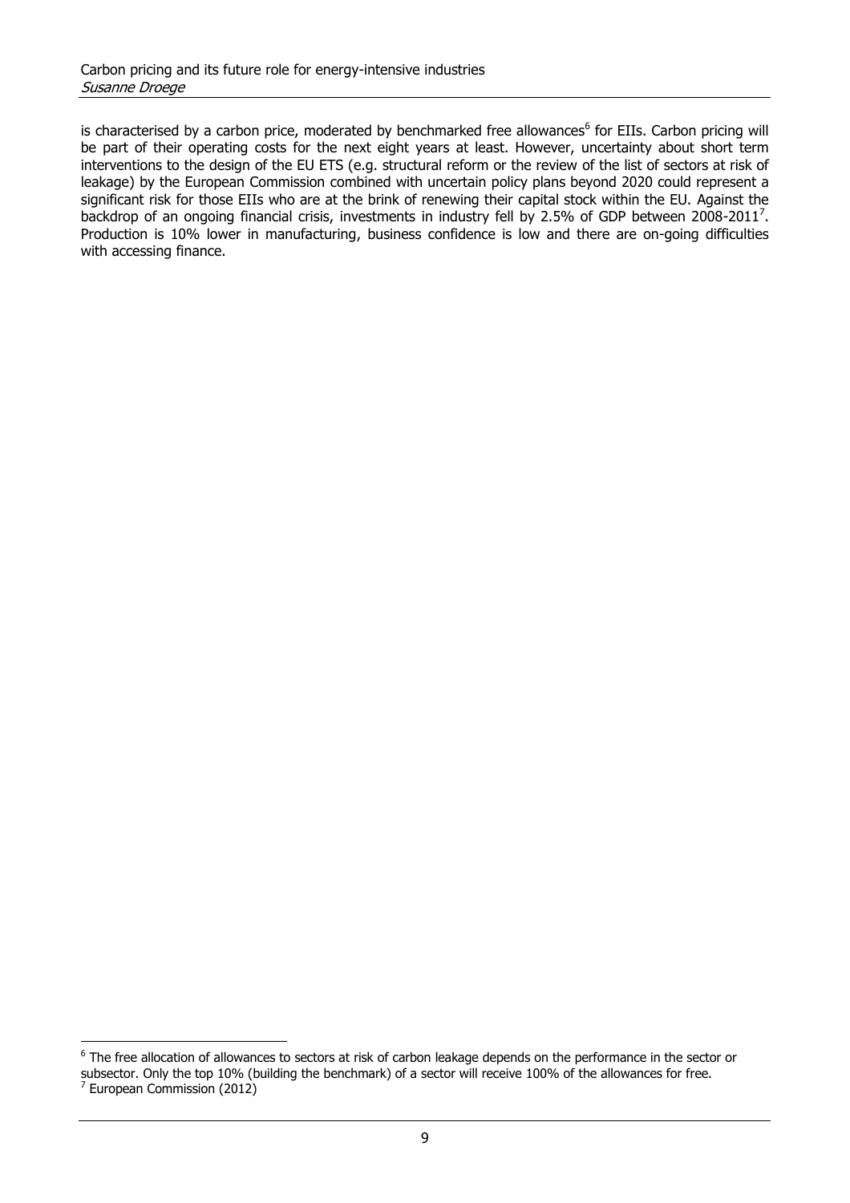is characterised by a carbon price, moderated by benchmarked free allowances[6] for EIIs. Carbon pricing will be part of their operating costs for the next eight years at least. However, uncertainty about short term interventions to the design of the EU ETS (e.g. structural reform or the review of the list of sectors at risk of leakage) by the European Commission combined with uncertain policy plans beyond 2020 could represent a significant risk for those EIIs who are at the brink of renewing their capital stock within the EU. Against the backdrop of an ongoing financial crisis, investments in industry fell by 2.5% of GDP between 2008-2011[7]. Production is 10% lower in manufacturing, business confidence is low and there are on-going difficulties with accessing finance.

---

[6] The free allocation of allowances to sectors at risk of carbon leakage depends on the performance in the sector or subsector. Only the top 10% (building the benchmark) of a sector will receive 100% of the allowances for free.

[7] European Commission (2012)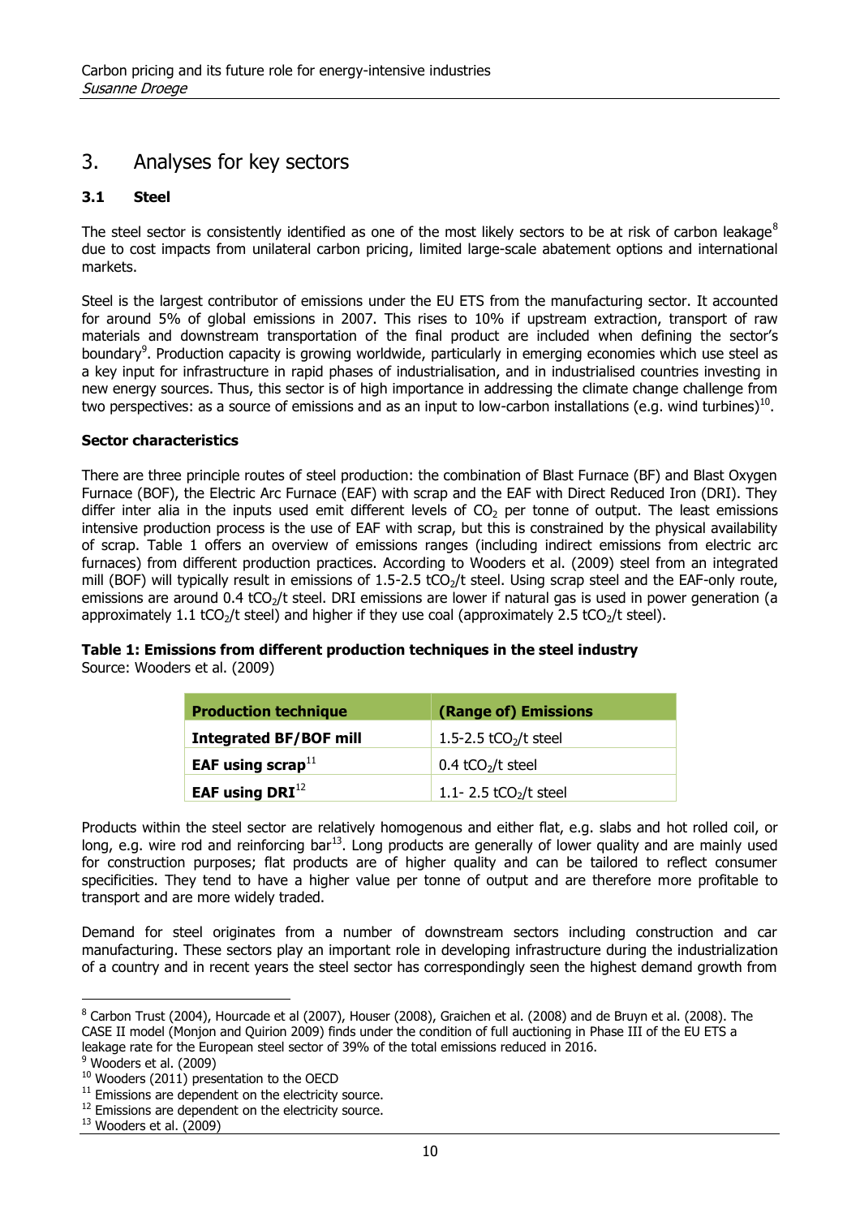## 3. Analyses for key sectors

### 3.1 Steel

The steel sector is consistently identified as one of the most likely sectors to be at risk of carbon leakage[8] due to cost impacts from unilateral carbon pricing, limited large-scale abatement options and international markets.

Steel is the largest contributor of emissions under the EU ETS from the manufacturing sector. It accounted for around 5% of global emissions in 2007. This rises to 10% if upstream extraction, transport of raw materials and downstream transportation of the final product are included when defining the sector's boundary[9]. Production capacity is growing worldwide, particularly in emerging economies which use steel as a key input for infrastructure in rapid phases of industrialisation, and in industrialised countries investing in new energy sources. Thus, this sector is of high importance in addressing the climate change challenge from two perspectives: as a source of emissions and as an input to low-carbon installations (e.g. wind turbines)[10].

**Sector characteristics**

There are three principle routes of steel production: the combination of Blast Furnace (BF) and Blast Oxygen Furnace (BOF), the Electric Arc Furnace (EAF) with scrap and the EAF with Direct Reduced Iron (DRI). They differ inter alia in the inputs used emit different levels of $CO_2$ per tonne of output. The least emissions intensive production process is the use of EAF with scrap, but this is constrained by the physical availability of scrap. Table 1 offers an overview of emissions ranges (including indirect emissions from electric arc furnaces) from different production practices. According to Wooders et al. (2009) steel from an integrated mill (BOF) will typically result in emissions of 1.5-2.5 $tCO_2$/t steel. Using scrap steel and the EAF-only route, emissions are around 0.4 $tCO_2$/t steel. DRI emissions are lower if natural gas is used in power generation (a approximately 1.1 $tCO_2$/t steel) and higher if they use coal (approximately 2.5 $tCO_2$/t steel).

**Table 1: Emissions from different production techniques in the steel industry**
Source: Wooders et al. (2009)

| Production technique | (Range of) Emissions |
|---|---|
| **Integrated BF/BOF mill** | 1.5-2.5 $tCO_2$/t steel |
| **EAF using scrap**[11] | 0.4 $tCO_2$/t steel |
| **EAF using DRI**[12] | 1.1- 2.5 $tCO_2$/t steel |

Products within the steel sector are relatively homogenous and either flat, e.g. slabs and hot rolled coil, or long, e.g. wire rod and reinforcing bar[13]. Long products are generally of lower quality and are mainly used for construction purposes; flat products are of higher quality and can be tailored to reflect consumer specificities. They tend to have a higher value per tonne of output and are therefore more profitable to transport and are more widely traded.

Demand for steel originates from a number of downstream sectors including construction and car manufacturing. These sectors play an important role in developing infrastructure during the industrialization of a country and in recent years the steel sector has correspondingly seen the highest demand growth from

---

[8] Carbon Trust (2004), Hourcade et al (2007), Houser (2008), Graichen et al. (2008) and de Bruyn et al. (2008). The CASE II model (Monjon and Quirion 2009) finds under the condition of full auctioning in Phase III of the EU ETS a leakage rate for the European steel sector of 39% of the total emissions reduced in 2016.

[9] Wooders et al. (2009)

[10] Wooders (2011) presentation to the OECD

[11] Emissions are dependent on the electricity source.

[12] Emissions are dependent on the electricity source.

[13] Wooders et al. (2009)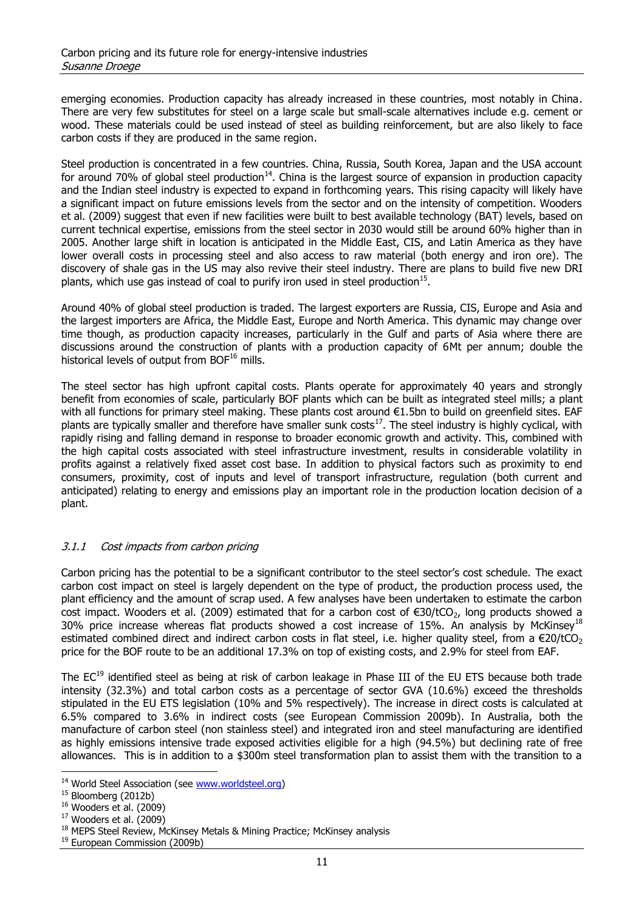emerging economies. Production capacity has already increased in these countries, most notably in China. There are very few substitutes for steel on a large scale but small-scale alternatives include e.g. cement or wood. These materials could be used instead of steel as building reinforcement, but are also likely to face carbon costs if they are produced in the same region.

Steel production is concentrated in a few countries. China, Russia, South Korea, Japan and the USA account for around 70% of global steel production[14]. China is the largest source of expansion in production capacity and the Indian steel industry is expected to expand in forthcoming years. This rising capacity will likely have a significant impact on future emissions levels from the sector and on the intensity of competition. Wooders et al. (2009) suggest that even if new facilities were built to best available technology (BAT) levels, based on current technical expertise, emissions from the steel sector in 2030 would still be around 60% higher than in 2005. Another large shift in location is anticipated in the Middle East, CIS, and Latin America as they have lower overall costs in processing steel and also access to raw material (both energy and iron ore). The discovery of shale gas in the US may also revive their steel industry. There are plans to build five new DRI plants, which use gas instead of coal to purify iron used in steel production[15].

Around 40% of global steel production is traded. The largest exporters are Russia, CIS, Europe and Asia and the largest importers are Africa, the Middle East, Europe and North America. This dynamic may change over time though, as production capacity increases, particularly in the Gulf and parts of Asia where there are discussions around the construction of plants with a production capacity of 6Mt per annum; double the historical levels of output from BOF[16] mills.

The steel sector has high upfront capital costs. Plants operate for approximately 40 years and strongly benefit from economies of scale, particularly BOF plants which can be built as integrated steel mills; a plant with all functions for primary steel making. These plants cost around €1.5bn to build on greenfield sites. EAF plants are typically smaller and therefore have smaller sunk costs[17]. The steel industry is highly cyclical, with rapidly rising and falling demand in response to broader economic growth and activity. This, combined with the high capital costs associated with steel infrastructure investment, results in considerable volatility in profits against a relatively fixed asset cost base. In addition to physical factors such as proximity to end consumers, proximity, cost of inputs and level of transport infrastructure, regulation (both current and anticipated) relating to energy and emissions play an important role in the production location decision of a plant.

### *3.1.1 Cost impacts from carbon pricing*

Carbon pricing has the potential to be a significant contributor to the steel sector's cost schedule. The exact carbon cost impact on steel is largely dependent on the type of product, the production process used, the plant efficiency and the amount of scrap used. A few analyses have been undertaken to estimate the carbon cost impact. Wooders et al. (2009) estimated that for a carbon cost of €30/t$CO_2$, long products showed a 30% price increase whereas flat products showed a cost increase of 15%. An analysis by McKinsey[18] estimated combined direct and indirect carbon costs in flat steel, i.e. higher quality steel, from a €20/t$CO_2$ price for the BOF route to be an additional 17.3% on top of existing costs, and 2.9% for steel from EAF.

The EC[19] identified steel as being at risk of carbon leakage in Phase III of the EU ETS because both trade intensity (32.3%) and total carbon costs as a percentage of sector GVA (10.6%) exceed the thresholds stipulated in the EU ETS legislation (10% and 5% respectively). The increase in direct costs is calculated at 6.5% compared to 3.6% in indirect costs (see European Commission 2009b). In Australia, both the manufacture of carbon steel (non stainless steel) and integrated iron and steel manufacturing are identified as highly emissions intensive trade exposed activities eligible for a high (94.5%) but declining rate of free allowances. This is in addition to a $300m steel transformation plan to assist them with the transition to a

---

[14] World Steel Association (see www.worldsteel.org)

[15] Bloomberg (2012b)

[16] Wooders et al. (2009)

[17] Wooders et al. (2009)

[18] MEPS Steel Review, McKinsey Metals & Mining Practice; McKinsey analysis

[19] European Commission (2009b)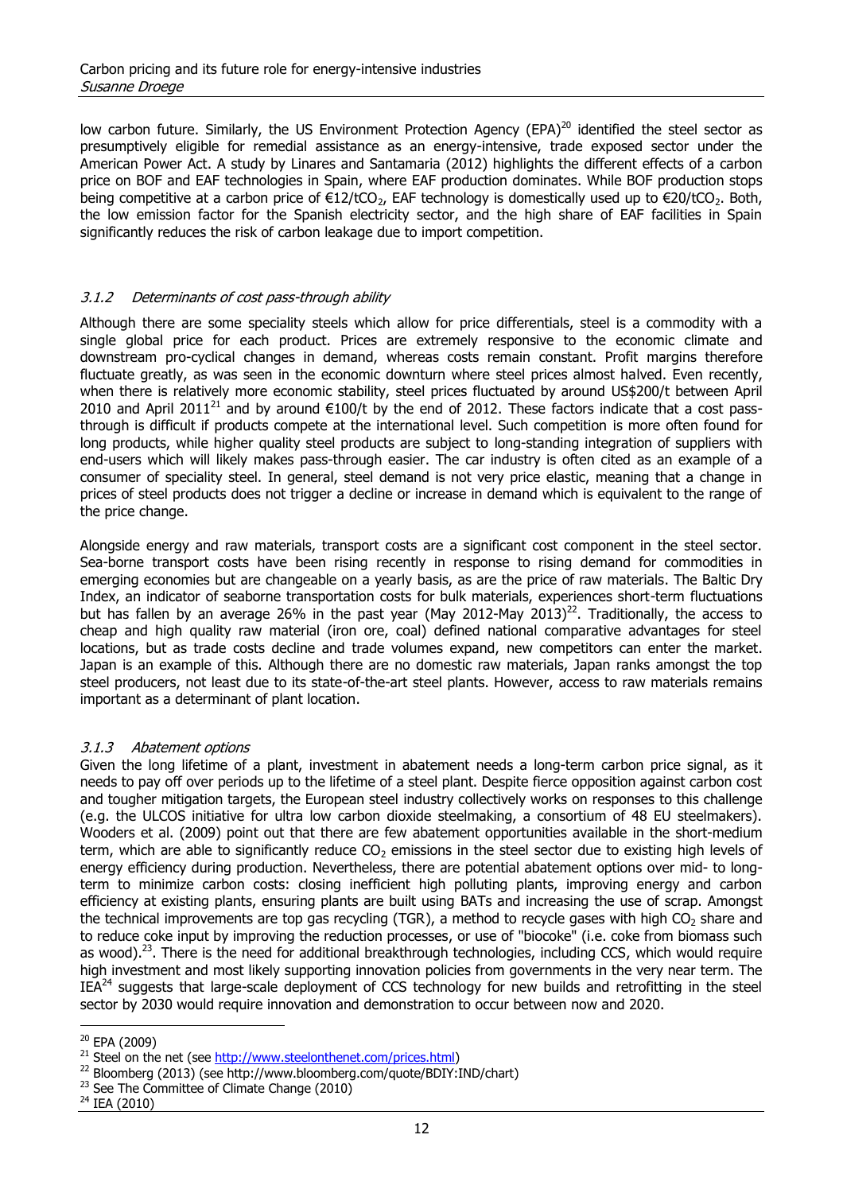low carbon future. Similarly, the US Environment Protection Agency (EPA)[20] identified the steel sector as presumptively eligible for remedial assistance as an energy-intensive, trade exposed sector under the American Power Act. A study by Linares and Santamaria (2012) highlights the different effects of a carbon price on BOF and EAF technologies in Spain, where EAF production dominates. While BOF production stops being competitive at a carbon price of €12/t$CO_2$, EAF technology is domestically used up to €20/t$CO_2$. Both, the low emission factor for the Spanish electricity sector, and the high share of EAF facilities in Spain significantly reduces the risk of carbon leakage due to import competition.

### *3.1.2 Determinants of cost pass-through ability*

Although there are some speciality steels which allow for price differentials, steel is a commodity with a single global price for each product. Prices are extremely responsive to the economic climate and downstream pro-cyclical changes in demand, whereas costs remain constant. Profit margins therefore fluctuate greatly, as was seen in the economic downturn where steel prices almost halved. Even recently, when there is relatively more economic stability, steel prices fluctuated by around US$200/t between April 2010 and April 2011[21] and by around €100/t by the end of 2012. These factors indicate that a cost pass-through is difficult if products compete at the international level. Such competition is more often found for long products, while higher quality steel products are subject to long-standing integration of suppliers with end-users which will likely makes pass-through easier. The car industry is often cited as an example of a consumer of speciality steel. In general, steel demand is not very price elastic, meaning that a change in prices of steel products does not trigger a decline or increase in demand which is equivalent to the range of the price change.

Alongside energy and raw materials, transport costs are a significant cost component in the steel sector. Sea-borne transport costs have been rising recently in response to rising demand for commodities in emerging economies but are changeable on a yearly basis, as are the price of raw materials. The Baltic Dry Index, an indicator of seaborne transportation costs for bulk materials, experiences short-term fluctuations but has fallen by an average 26% in the past year (May 2012-May 2013)[22]. Traditionally, the access to cheap and high quality raw material (iron ore, coal) defined national comparative advantages for steel locations, but as trade costs decline and trade volumes expand, new competitors can enter the market. Japan is an example of this. Although there are no domestic raw materials, Japan ranks amongst the top steel producers, not least due to its state-of-the-art steel plants. However, access to raw materials remains important as a determinant of plant location.

### *3.1.3 Abatement options*

Given the long lifetime of a plant, investment in abatement needs a long-term carbon price signal, as it needs to pay off over periods up to the lifetime of a steel plant. Despite fierce opposition against carbon cost and tougher mitigation targets, the European steel industry collectively works on responses to this challenge (e.g. the ULCOS initiative for ultra low carbon dioxide steelmaking, a consortium of 48 EU steelmakers). Wooders et al. (2009) point out that there are few abatement opportunities available in the short-medium term, which are able to significantly reduce $CO_2$ emissions in the steel sector due to existing high levels of energy efficiency during production. Nevertheless, there are potential abatement options over mid- to long-term to minimize carbon costs: closing inefficient high polluting plants, improving energy and carbon efficiency at existing plants, ensuring plants are built using BATs and increasing the use of scrap. Amongst the technical improvements are top gas recycling (TGR), a method to recycle gases with high $CO_2$ share and to reduce coke input by improving the reduction processes, or use of "biocoke" (i.e. coke from biomass such as wood).[23]. There is the need for additional breakthrough technologies, including CCS, which would require high investment and most likely supporting innovation policies from governments in the very near term. The IEA[24] suggests that large-scale deployment of CCS technology for new builds and retrofitting in the steel sector by 2030 would require innovation and demonstration to occur between now and 2020.

---

[20] EPA (2009)

[21] Steel on the net (see http://www.steelonthenet.com/prices.html)

[22] Bloomberg (2013) (see http://www.bloomberg.com/quote/BDIY:IND/chart)

[23] See The Committee of Climate Change (2010)

[24] IEA (2010)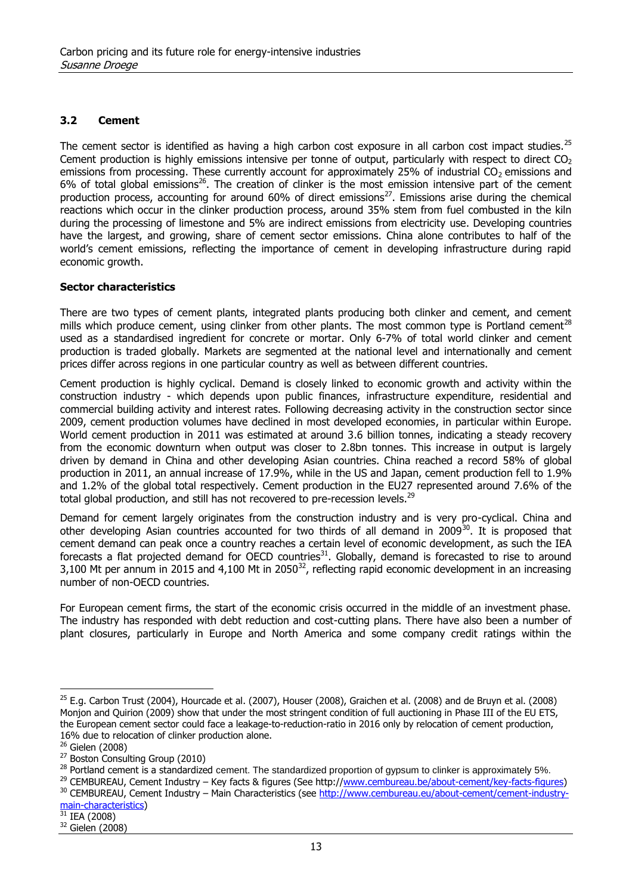### 3.2 Cement

The cement sector is identified as having a high carbon cost exposure in all carbon cost impact studies.[25] Cement production is highly emissions intensive per tonne of output, particularly with respect to direct $CO_2$ emissions from processing. These currently account for approximately 25% of industrial $CO_2$ emissions and 6% of total global emissions[26]. The creation of clinker is the most emission intensive part of the cement production process, accounting for around 60% of direct emissions[27]. Emissions arise during the chemical reactions which occur in the clinker production process, around 35% stem from fuel combusted in the kiln during the processing of limestone and 5% are indirect emissions from electricity use. Developing countries have the largest, and growing, share of cement sector emissions. China alone contributes to half of the world's cement emissions, reflecting the importance of cement in developing infrastructure during rapid economic growth.

**Sector characteristics**

There are two types of cement plants, integrated plants producing both clinker and cement, and cement mills which produce cement, using clinker from other plants. The most common type is Portland cement[28] used as a standardised ingredient for concrete or mortar. Only 6-7% of total world clinker and cement production is traded globally. Markets are segmented at the national level and internationally and cement prices differ across regions in one particular country as well as between different countries.

Cement production is highly cyclical. Demand is closely linked to economic growth and activity within the construction industry - which depends upon public finances, infrastructure expenditure, residential and commercial building activity and interest rates. Following decreasing activity in the construction sector since 2009, cement production volumes have declined in most developed economies, in particular within Europe. World cement production in 2011 was estimated at around 3.6 billion tonnes, indicating a steady recovery from the economic downturn when output was closer to 2.8bn tonnes. This increase in output is largely driven by demand in China and other developing Asian countries. China reached a record 58% of global production in 2011, an annual increase of 17.9%, while in the US and Japan, cement production fell to 1.9% and 1.2% of the global total respectively. Cement production in the EU27 represented around 7.6% of the total global production, and still has not recovered to pre-recession levels.[29]

Demand for cement largely originates from the construction industry and is very pro-cyclical. China and other developing Asian countries accounted for two thirds of all demand in 2009[30]. It is proposed that cement demand can peak once a country reaches a certain level of economic development, as such the IEA forecasts a flat projected demand for OECD countries[31]. Globally, demand is forecasted to rise to around 3,100 Mt per annum in 2015 and 4,100 Mt in 2050[32], reflecting rapid economic development in an increasing number of non-OECD countries.

For European cement firms, the start of the economic crisis occurred in the middle of an investment phase. The industry has responded with debt reduction and cost-cutting plans. There have also been a number of plant closures, particularly in Europe and North America and some company credit ratings within the

---

[25] E.g. Carbon Trust (2004), Hourcade et al. (2007), Houser (2008), Graichen et al. (2008) and de Bruyn et al. (2008) Monjon and Quirion (2009) show that under the most stringent condition of full auctioning in Phase III of the EU ETS, the European cement sector could face a leakage-to-reduction-ratio in 2016 only by relocation of cement production, 16% due to relocation of clinker production alone.

[26] Gielen (2008)

[27] Boston Consulting Group (2010)

[28] Portland cement is a standardized cement. The standardized proportion of gypsum to clinker is approximately 5%.

[29] CEMBUREAU, Cement Industry – Key facts & figures (See http://www.cembureau.be/about-cement/key-facts-figures)

[30] CEMBUREAU, Cement Industry – Main Characteristics (see http://www.cembureau.eu/about-cement/cement-industry-main-characteristics)

[31] IEA (2008)

[32] Gielen (2008)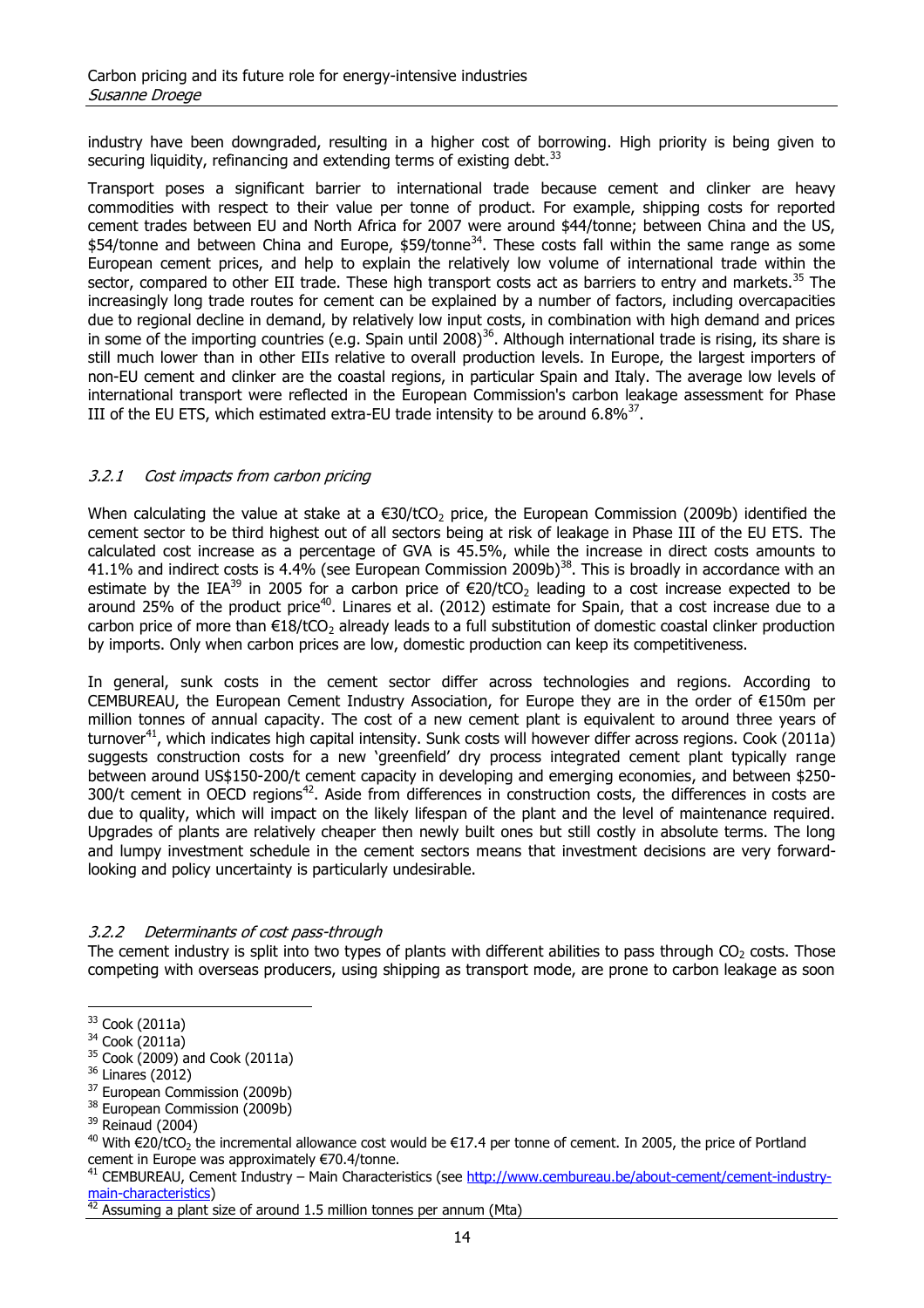industry have been downgraded, resulting in a higher cost of borrowing. High priority is being given to securing liquidity, refinancing and extending terms of existing debt.[33]

Transport poses a significant barrier to international trade because cement and clinker are heavy commodities with respect to their value per tonne of product. For example, shipping costs for reported cement trades between EU and North Africa for 2007 were around $44/tonne; between China and the US, $54/tonne and between China and Europe, $59/tonne[34]. These costs fall within the same range as some European cement prices, and help to explain the relatively low volume of international trade within the sector, compared to other EII trade. These high transport costs act as barriers to entry and markets.[35] The increasingly long trade routes for cement can be explained by a number of factors, including overcapacities due to regional decline in demand, by relatively low input costs, in combination with high demand and prices in some of the importing countries (e.g. Spain until 2008)[36]. Although international trade is rising, its share is still much lower than in other EIIs relative to overall production levels. In Europe, the largest importers of non-EU cement and clinker are the coastal regions, in particular Spain and Italy. The average low levels of international transport were reflected in the European Commission's carbon leakage assessment for Phase III of the EU ETS, which estimated extra-EU trade intensity to be around 6.8%[37].

### *3.2.1 Cost impacts from carbon pricing*

When calculating the value at stake at a €30/t$CO_2$ price, the European Commission (2009b) identified the cement sector to be third highest out of all sectors being at risk of leakage in Phase III of the EU ETS. The calculated cost increase as a percentage of GVA is 45.5%, while the increase in direct costs amounts to 41.1% and indirect costs is 4.4% (see European Commission 2009b)[38]. This is broadly in accordance with an estimate by the IEA[39] in 2005 for a carbon price of €20/t$CO_2$ leading to a cost increase expected to be around 25% of the product price[40]. Linares et al. (2012) estimate for Spain, that a cost increase due to a carbon price of more than €18/t$CO_2$ already leads to a full substitution of domestic coastal clinker production by imports. Only when carbon prices are low, domestic production can keep its competitiveness.

In general, sunk costs in the cement sector differ across technologies and regions. According to CEMBUREAU, the European Cement Industry Association, for Europe they are in the order of €150m per million tonnes of annual capacity. The cost of a new cement plant is equivalent to around three years of turnover[41], which indicates high capital intensity. Sunk costs will however differ across regions. Cook (2011a) suggests construction costs for a new 'greenfield' dry process integrated cement plant typically range between around US$150-200/t cement capacity in developing and emerging economies, and between $250-300/t cement in OECD regions[42]. Aside from differences in construction costs, the differences in costs are due to quality, which will impact on the likely lifespan of the plant and the level of maintenance required. Upgrades of plants are relatively cheaper then newly built ones but still costly in absolute terms. The long and lumpy investment schedule in the cement sectors means that investment decisions are very forward-looking and policy uncertainty is particularly undesirable.

### *3.2.2 Determinants of cost pass-through*

The cement industry is split into two types of plants with different abilities to pass through $CO_2$ costs. Those competing with overseas producers, using shipping as transport mode, are prone to carbon leakage as soon

---

[33] Cook (2011a)
[34] Cook (2011a)
[35] Cook (2009) and Cook (2011a)
[36] Linares (2012)
[37] European Commission (2009b)
[38] European Commission (2009b)
[39] Reinaud (2004)
[40] With €20/t$CO_2$ the incremental allowance cost would be €17.4 per tonne of cement. In 2005, the price of Portland cement in Europe was approximately €70.4/tonne.
[41] CEMBUREAU, Cement Industry – Main Characteristics (see http://www.cembureau.be/about-cement/cement-industry-main-characteristics)
[42] Assuming a plant size of around 1.5 million tonnes per annum (Mta)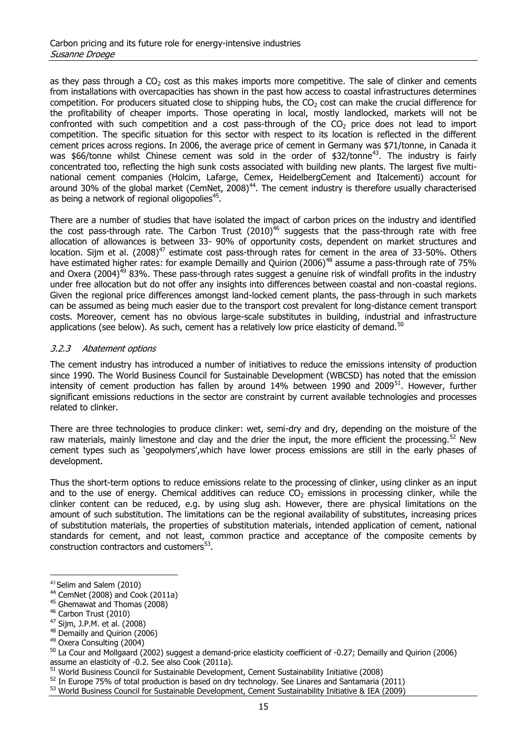as they pass through a $CO_2$ cost as this makes imports more competitive. The sale of clinker and cements from installations with overcapacities has shown in the past how access to coastal infrastructures determines competition. For producers situated close to shipping hubs, the $CO_2$ cost can make the crucial difference for the profitability of cheaper imports. Those operating in local, mostly landlocked, markets will not be confronted with such competition and a cost pass-through of the $CO_2$ price does not lead to import competition. The specific situation for this sector with respect to its location is reflected in the different cement prices across regions. In 2006, the average price of cement in Germany was $71/tonne, in Canada it was $66/tonne whilst Chinese cement was sold in the order of $32/tonne[43]. The industry is fairly concentrated too, reflecting the high sunk costs associated with building new plants. The largest five multi-national cement companies (Holcim, Lafarge, Cemex, HeidelbergCement and Italcementi) account for around 30% of the global market (CemNet, 2008)[44]. The cement industry is therefore usually characterised as being a network of regional oligopolies[45].

There are a number of studies that have isolated the impact of carbon prices on the industry and identified the cost pass-through rate. The Carbon Trust (2010)[46] suggests that the pass-through rate with free allocation of allowances is between 33- 90% of opportunity costs, dependent on market structures and location. Sijm et al. (2008)[47] estimate cost pass-through rates for cement in the area of 33-50%. Others have estimated higher rates: for example Demailly and Quirion (2006)[48] assume a pass-through rate of 75% and Oxera (2004)[49] 83%. These pass-through rates suggest a genuine risk of windfall profits in the industry under free allocation but do not offer any insights into differences between coastal and non-coastal regions. Given the regional price differences amongst land-locked cement plants, the pass-through in such markets can be assumed as being much easier due to the transport cost prevalent for long-distance cement transport costs. Moreover, cement has no obvious large-scale substitutes in building, industrial and infrastructure applications (see below). As such, cement has a relatively low price elasticity of demand.[50]

### *3.2.3 Abatement options*

The cement industry has introduced a number of initiatives to reduce the emissions intensity of production since 1990. The World Business Council for Sustainable Development (WBCSD) has noted that the emission intensity of cement production has fallen by around 14% between 1990 and 2009[51]. However, further significant emissions reductions in the sector are constraint by current available technologies and processes related to clinker.

There are three technologies to produce clinker: wet, semi-dry and dry, depending on the moisture of the raw materials, mainly limestone and clay and the drier the input, the more efficient the processing.[52] New cement types such as 'geopolymers',which have lower process emissions are still in the early phases of development.

Thus the short-term options to reduce emissions relate to the processing of clinker, using clinker as an input and to the use of energy. Chemical additives can reduce $CO_2$ emissions in processing clinker, while the clinker content can be reduced, e.g. by using slug ash. However, there are physical limitations on the amount of such substitution. The limitations can be the regional availability of substitutes, increasing prices of substitution materials, the properties of substitution materials, intended application of cement, national standards for cement, and not least, common practice and acceptance of the composite cements by construction contractors and customers[53].

---

[43] Selim and Salem (2010)

[44] CemNet (2008) and Cook (2011a)

[45] Ghemawat and Thomas (2008)

[46] Carbon Trust (2010)

[47] Sijm, J.P.M. et al. (2008)

[48] Demailly and Quirion (2006)

[49] Oxera Consulting (2004)

[50] La Cour and Mollgaard (2002) suggest a demand-price elasticity coefficient of -0.27; Demailly and Quirion (2006) assume an elasticity of -0.2. See also Cook (2011a).

[51] World Business Council for Sustainable Development, Cement Sustainability Initiative (2008)

[52] In Europe 75% of total production is based on dry technology. See Linares and Santamaria (2011)

[53] World Business Council for Sustainable Development, Cement Sustainability Initiative & IEA (2009)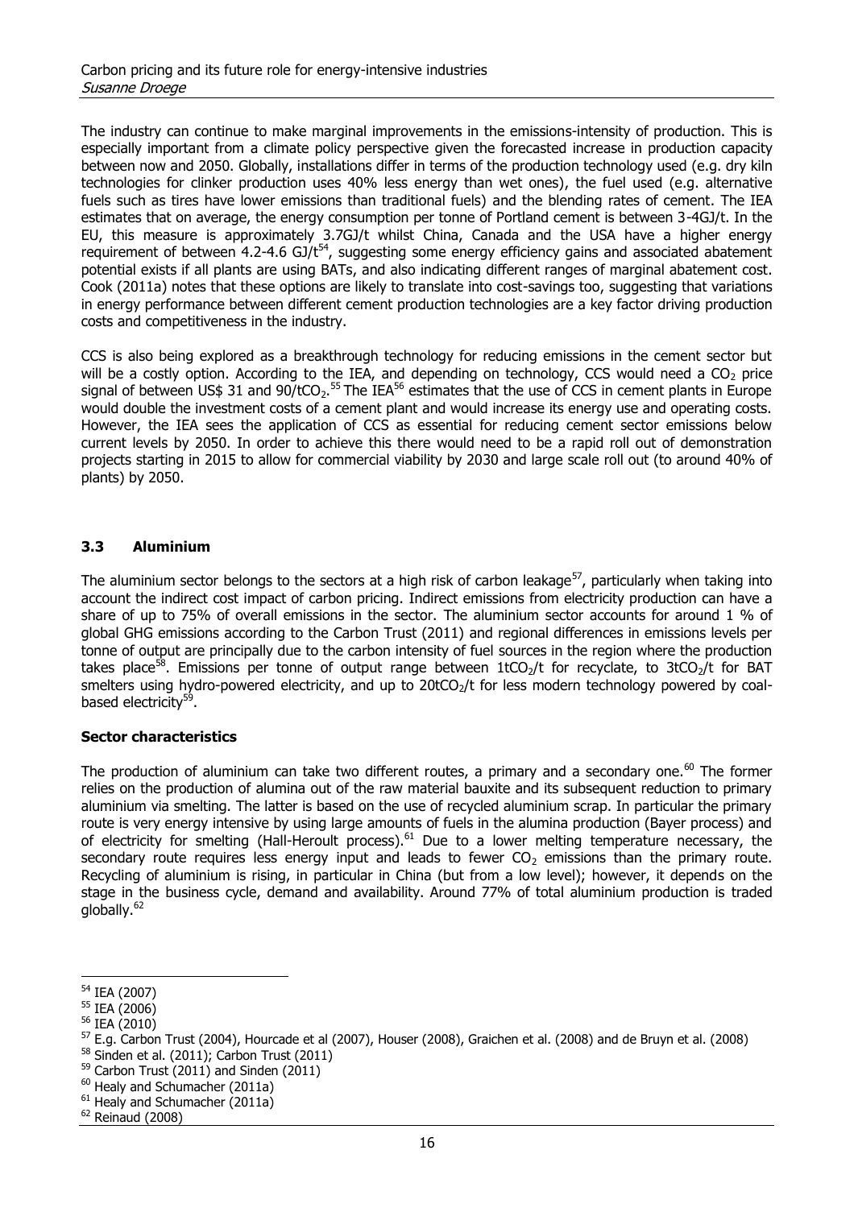The industry can continue to make marginal improvements in the emissions-intensity of production. This is especially important from a climate policy perspective given the forecasted increase in production capacity between now and 2050. Globally, installations differ in terms of the production technology used (e.g. dry kiln technologies for clinker production uses 40% less energy than wet ones), the fuel used (e.g. alternative fuels such as tires have lower emissions than traditional fuels) and the blending rates of cement. The IEA estimates that on average, the energy consumption per tonne of Portland cement is between 3-4GJ/t. In the EU, this measure is approximately 3.7GJ/t whilst China, Canada and the USA have a higher energy requirement of between 4.2-4.6 GJ/t[54], suggesting some energy efficiency gains and associated abatement potential exists if all plants are using BATs, and also indicating different ranges of marginal abatement cost. Cook (2011a) notes that these options are likely to translate into cost-savings too, suggesting that variations in energy performance between different cement production technologies are a key factor driving production costs and competitiveness in the industry.

CCS is also being explored as a breakthrough technology for reducing emissions in the cement sector but will be a costly option. According to the IEA, and depending on technology, CCS would need a $CO_2$ price signal of between US$ 31 and 90/t$CO_2$.[55] The IEA[56] estimates that the use of CCS in cement plants in Europe would double the investment costs of a cement plant and would increase its energy use and operating costs. However, the IEA sees the application of CCS as essential for reducing cement sector emissions below current levels by 2050. In order to achieve this there would need to be a rapid roll out of demonstration projects starting in 2015 to allow for commercial viability by 2030 and large scale roll out (to around 40% of plants) by 2050.

### 3.3 Aluminium

The aluminium sector belongs to the sectors at a high risk of carbon leakage[57], particularly when taking into account the indirect cost impact of carbon pricing. Indirect emissions from electricity production can have a share of up to 75% of overall emissions in the sector. The aluminium sector accounts for around 1 % of global GHG emissions according to the Carbon Trust (2011) and regional differences in emissions levels per tonne of output are principally due to the carbon intensity of fuel sources in the region where the production takes place[58]. Emissions per tonne of output range between 1t$CO_2$/t for recyclate, to 3t$CO_2$/t for BAT smelters using hydro-powered electricity, and up to 20t$CO_2$/t for less modern technology powered by coal-based electricity[59].

#### Sector characteristics

The production of aluminium can take two different routes, a primary and a secondary one.[60] The former relies on the production of alumina out of the raw material bauxite and its subsequent reduction to primary aluminium via smelting. The latter is based on the use of recycled aluminium scrap. In particular the primary route is very energy intensive by using large amounts of fuels in the alumina production (Bayer process) and of electricity for smelting (Hall-Heroult process).[61] Due to a lower melting temperature necessary, the secondary route requires less energy input and leads to fewer $CO_2$ emissions than the primary route. Recycling of aluminium is rising, in particular in China (but from a low level); however, it depends on the stage in the business cycle, demand and availability. Around 77% of total aluminium production is traded globally.[62]

---

[54] IEA (2007)
[55] IEA (2006)
[56] IEA (2010)
[57] E.g. Carbon Trust (2004), Hourcade et al (2007), Houser (2008), Graichen et al. (2008) and de Bruyn et al. (2008)
[58] Sinden et al. (2011); Carbon Trust (2011)
[59] Carbon Trust (2011) and Sinden (2011)
[60] Healy and Schumacher (2011a)
[61] Healy and Schumacher (2011a)
[62] Reinaud (2008)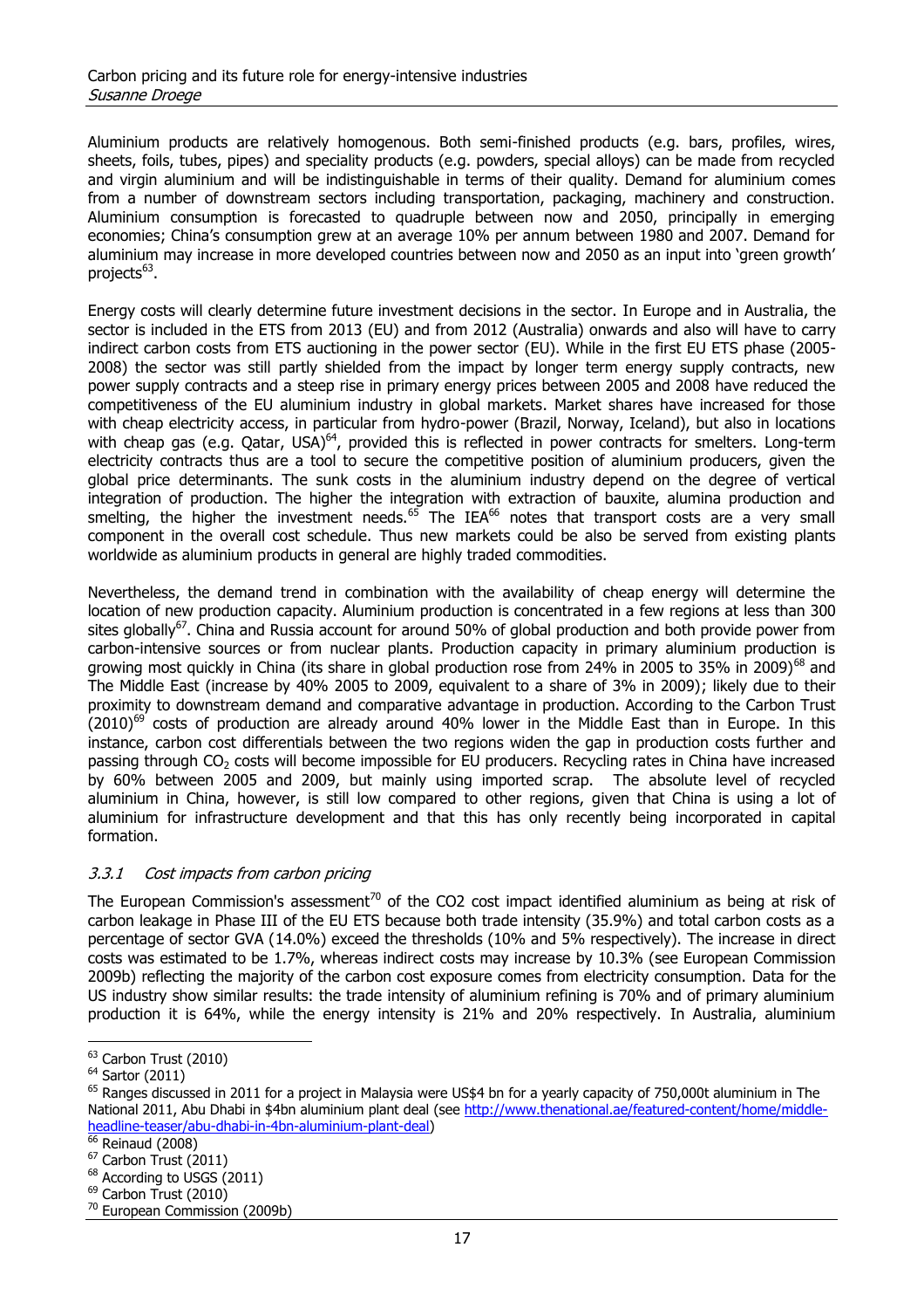Aluminium products are relatively homogenous. Both semi-finished products (e.g. bars, profiles, wires, sheets, foils, tubes, pipes) and speciality products (e.g. powders, special alloys) can be made from recycled and virgin aluminium and will be indistinguishable in terms of their quality. Demand for aluminium comes from a number of downstream sectors including transportation, packaging, machinery and construction. Aluminium consumption is forecasted to quadruple between now and 2050, principally in emerging economies; China's consumption grew at an average 10% per annum between 1980 and 2007. Demand for aluminium may increase in more developed countries between now and 2050 as an input into 'green growth' projects[63].

Energy costs will clearly determine future investment decisions in the sector. In Europe and in Australia, the sector is included in the ETS from 2013 (EU) and from 2012 (Australia) onwards and also will have to carry indirect carbon costs from ETS auctioning in the power sector (EU). While in the first EU ETS phase (2005-2008) the sector was still partly shielded from the impact by longer term energy supply contracts, new power supply contracts and a steep rise in primary energy prices between 2005 and 2008 have reduced the competitiveness of the EU aluminium industry in global markets. Market shares have increased for those with cheap electricity access, in particular from hydro-power (Brazil, Norway, Iceland), but also in locations with cheap gas (e.g. Qatar, USA)[64], provided this is reflected in power contracts for smelters. Long-term electricity contracts thus are a tool to secure the competitive position of aluminium producers, given the global price determinants. The sunk costs in the aluminium industry depend on the degree of vertical integration of production. The higher the integration with extraction of bauxite, alumina production and smelting, the higher the investment needs.[65] The IEA[66] notes that transport costs are a very small component in the overall cost schedule. Thus new markets could be also be served from existing plants worldwide as aluminium products in general are highly traded commodities.

Nevertheless, the demand trend in combination with the availability of cheap energy will determine the location of new production capacity. Aluminium production is concentrated in a few regions at less than 300 sites globally[67]. China and Russia account for around 50% of global production and both provide power from carbon-intensive sources or from nuclear plants. Production capacity in primary aluminium production is growing most quickly in China (its share in global production rose from 24% in 2005 to 35% in 2009)[68] and The Middle East (increase by 40% 2005 to 2009, equivalent to a share of 3% in 2009); likely due to their proximity to downstream demand and comparative advantage in production. According to the Carbon Trust (2010)[69] costs of production are already around 40% lower in the Middle East than in Europe. In this instance, carbon cost differentials between the two regions widen the gap in production costs further and passing through $CO_2$ costs will become impossible for EU producers. Recycling rates in China have increased by 60% between 2005 and 2009, but mainly using imported scrap. The absolute level of recycled aluminium in China, however, is still low compared to other regions, given that China is using a lot of aluminium for infrastructure development and that this has only recently being incorporated in capital formation.

### *3.3.1 Cost impacts from carbon pricing*

The European Commission's assessment[70] of the CO2 cost impact identified aluminium as being at risk of carbon leakage in Phase III of the EU ETS because both trade intensity (35.9%) and total carbon costs as a percentage of sector GVA (14.0%) exceed the thresholds (10% and 5% respectively). The increase in direct costs was estimated to be 1.7%, whereas indirect costs may increase by 10.3% (see European Commission 2009b) reflecting the majority of the carbon cost exposure comes from electricity consumption. Data for the US industry show similar results: the trade intensity of aluminium refining is 70% and of primary aluminium production it is 64%, while the energy intensity is 21% and 20% respectively. In Australia, aluminium

---

[63] Carbon Trust (2010)

[64] Sartor (2011)

[65] Ranges discussed in 2011 for a project in Malaysia were US$4 bn for a yearly capacity of 750,000t aluminium in The National 2011, Abu Dhabi in $4bn aluminium plant deal (see http://www.thenational.ae/featured-content/home/middle-headline-teaser/abu-dhabi-in-4bn-aluminium-plant-deal)

[66] Reinaud (2008)

[67] Carbon Trust (2011)

[68] According to USGS (2011)

[69] Carbon Trust (2010)

[70] European Commission (2009b)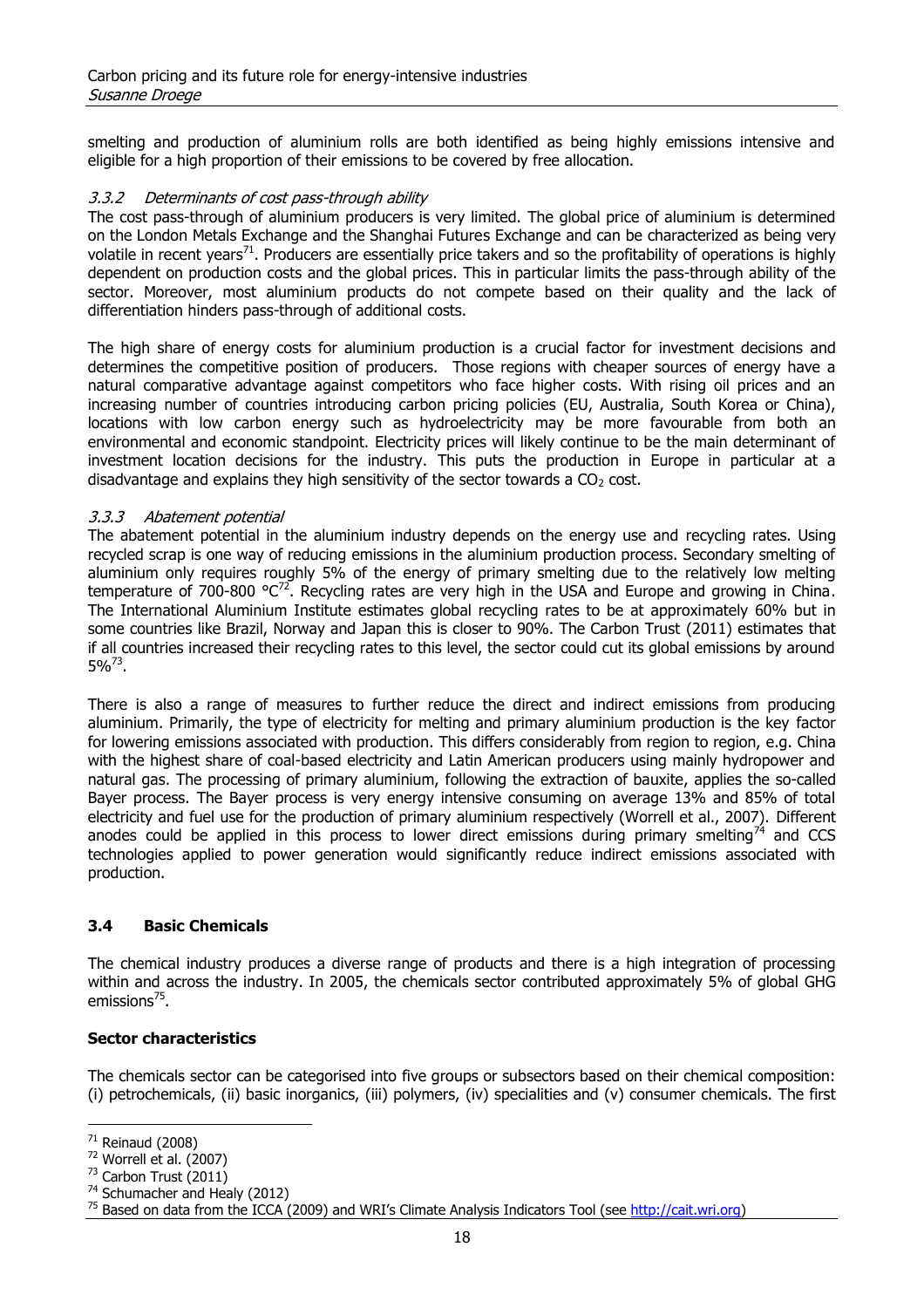smelting and production of aluminium rolls are both identified as being highly emissions intensive and eligible for a high proportion of their emissions to be covered by free allocation.

### *3.3.2 Determinants of cost pass-through ability*

The cost pass-through of aluminium producers is very limited. The global price of aluminium is determined on the London Metals Exchange and the Shanghai Futures Exchange and can be characterized as being very volatile in recent years[71]. Producers are essentially price takers and so the profitability of operations is highly dependent on production costs and the global prices. This in particular limits the pass-through ability of the sector. Moreover, most aluminium products do not compete based on their quality and the lack of differentiation hinders pass-through of additional costs.

The high share of energy costs for aluminium production is a crucial factor for investment decisions and determines the competitive position of producers. Those regions with cheaper sources of energy have a natural comparative advantage against competitors who face higher costs. With rising oil prices and an increasing number of countries introducing carbon pricing policies (EU, Australia, South Korea or China), locations with low carbon energy such as hydroelectricity may be more favourable from both an environmental and economic standpoint. Electricity prices will likely continue to be the main determinant of investment location decisions for the industry. This puts the production in Europe in particular at a disadvantage and explains they high sensitivity of the sector towards a $CO_2$ cost.

### *3.3.3 Abatement potential*

The abatement potential in the aluminium industry depends on the energy use and recycling rates. Using recycled scrap is one way of reducing emissions in the aluminium production process. Secondary smelting of aluminium only requires roughly 5% of the energy of primary smelting due to the relatively low melting temperature of 700-800 °C[72]. Recycling rates are very high in the USA and Europe and growing in China. The International Aluminium Institute estimates global recycling rates to be at approximately 60% but in some countries like Brazil, Norway and Japan this is closer to 90%. The Carbon Trust (2011) estimates that if all countries increased their recycling rates to this level, the sector could cut its global emissions by around 5%[73].

There is also a range of measures to further reduce the direct and indirect emissions from producing aluminium. Primarily, the type of electricity for melting and primary aluminium production is the key factor for lowering emissions associated with production. This differs considerably from region to region, e.g. China with the highest share of coal-based electricity and Latin American producers using mainly hydropower and natural gas. The processing of primary aluminium, following the extraction of bauxite, applies the so-called Bayer process. The Bayer process is very energy intensive consuming on average 13% and 85% of total electricity and fuel use for the production of primary aluminium respectively (Worrell et al., 2007). Different anodes could be applied in this process to lower direct emissions during primary smelting[74] and CCS technologies applied to power generation would significantly reduce indirect emissions associated with production.

## 3.4 Basic Chemicals

The chemical industry produces a diverse range of products and there is a high integration of processing within and across the industry. In 2005, the chemicals sector contributed approximately 5% of global GHG emissions[75].

**Sector characteristics**

The chemicals sector can be categorised into five groups or subsectors based on their chemical composition: (i) petrochemicals, (ii) basic inorganics, (iii) polymers, (iv) specialities and (v) consumer chemicals. The first

---

[71] Reinaud (2008)

[72] Worrell et al. (2007)

[73] Carbon Trust (2011)

[74] Schumacher and Healy (2012)

[75] Based on data from the ICCA (2009) and WRI's Climate Analysis Indicators Tool (see http://cait.wri.org)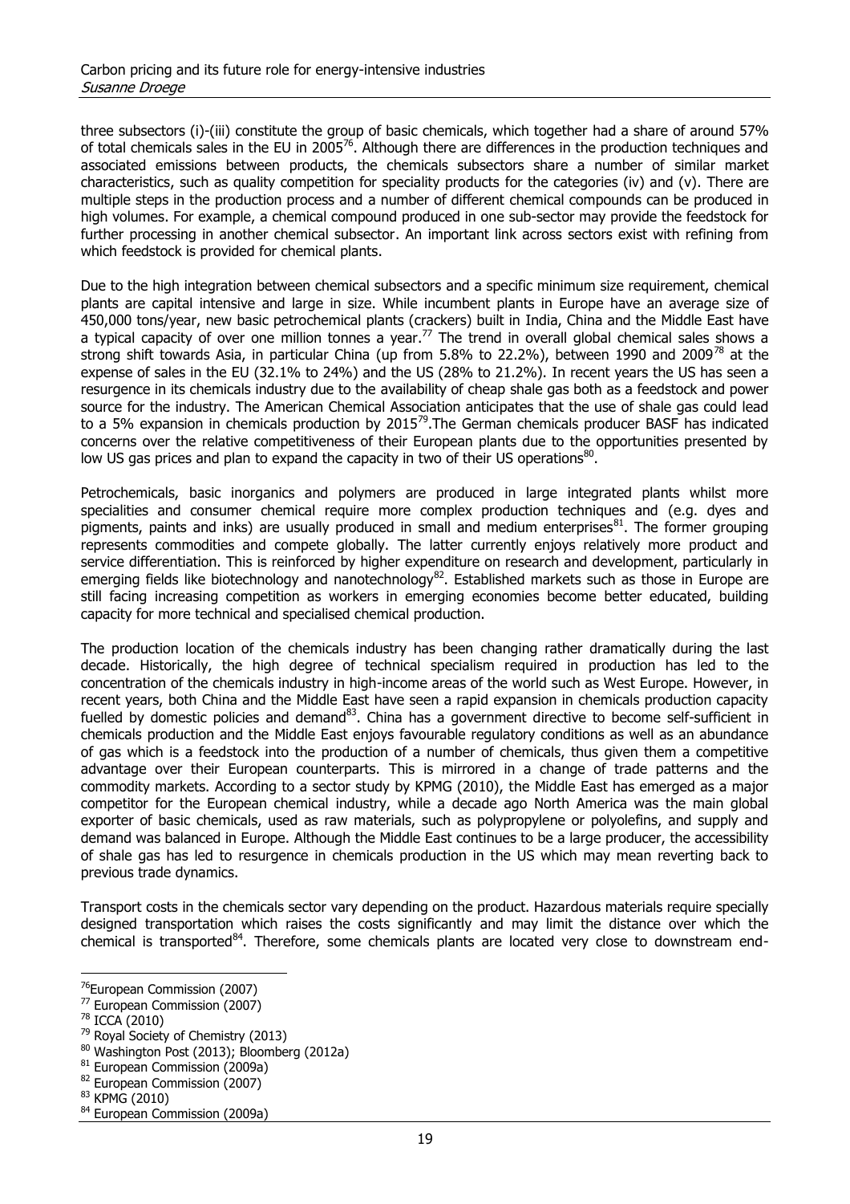three subsectors (i)-(iii) constitute the group of basic chemicals, which together had a share of around 57% of total chemicals sales in the EU in 2005[76]. Although there are differences in the production techniques and associated emissions between products, the chemicals subsectors share a number of similar market characteristics, such as quality competition for speciality products for the categories (iv) and (v). There are multiple steps in the production process and a number of different chemical compounds can be produced in high volumes. For example, a chemical compound produced in one sub-sector may provide the feedstock for further processing in another chemical subsector. An important link across sectors exist with refining from which feedstock is provided for chemical plants.

Due to the high integration between chemical subsectors and a specific minimum size requirement, chemical plants are capital intensive and large in size. While incumbent plants in Europe have an average size of 450,000 tons/year, new basic petrochemical plants (crackers) built in India, China and the Middle East have a typical capacity of over one million tonnes a year.[77] The trend in overall global chemical sales shows a strong shift towards Asia, in particular China (up from 5.8% to 22.2%), between 1990 and 2009[78] at the expense of sales in the EU (32.1% to 24%) and the US (28% to 21.2%). In recent years the US has seen a resurgence in its chemicals industry due to the availability of cheap shale gas both as a feedstock and power source for the industry. The American Chemical Association anticipates that the use of shale gas could lead to a 5% expansion in chemicals production by 2015[79].The German chemicals producer BASF has indicated concerns over the relative competitiveness of their European plants due to the opportunities presented by low US gas prices and plan to expand the capacity in two of their US operations[80].

Petrochemicals, basic inorganics and polymers are produced in large integrated plants whilst more specialities and consumer chemical require more complex production techniques and (e.g. dyes and pigments, paints and inks) are usually produced in small and medium enterprises[81]. The former grouping represents commodities and compete globally. The latter currently enjoys relatively more product and service differentiation. This is reinforced by higher expenditure on research and development, particularly in emerging fields like biotechnology and nanotechnology[82]. Established markets such as those in Europe are still facing increasing competition as workers in emerging economies become better educated, building capacity for more technical and specialised chemical production.

The production location of the chemicals industry has been changing rather dramatically during the last decade. Historically, the high degree of technical specialism required in production has led to the concentration of the chemicals industry in high-income areas of the world such as West Europe. However, in recent years, both China and the Middle East have seen a rapid expansion in chemicals production capacity fuelled by domestic policies and demand[83]. China has a government directive to become self-sufficient in chemicals production and the Middle East enjoys favourable regulatory conditions as well as an abundance of gas which is a feedstock into the production of a number of chemicals, thus given them a competitive advantage over their European counterparts. This is mirrored in a change of trade patterns and the commodity markets. According to a sector study by KPMG (2010), the Middle East has emerged as a major competitor for the European chemical industry, while a decade ago North America was the main global exporter of basic chemicals, used as raw materials, such as polypropylene or polyolefins, and supply and demand was balanced in Europe. Although the Middle East continues to be a large producer, the accessibility of shale gas has led to resurgence in chemicals production in the US which may mean reverting back to previous trade dynamics.

Transport costs in the chemicals sector vary depending on the product. Hazardous materials require specially designed transportation which raises the costs significantly and may limit the distance over which the chemical is transported[84]. Therefore, some chemicals plants are located very close to downstream end-

---

[76] European Commission (2007)
[77] European Commission (2007)
[78] ICCA (2010)
[79] Royal Society of Chemistry (2013)
[80] Washington Post (2013); Bloomberg (2012a)
[81] European Commission (2009a)
[82] European Commission (2007)
[83] KPMG (2010)
[84] European Commission (2009a)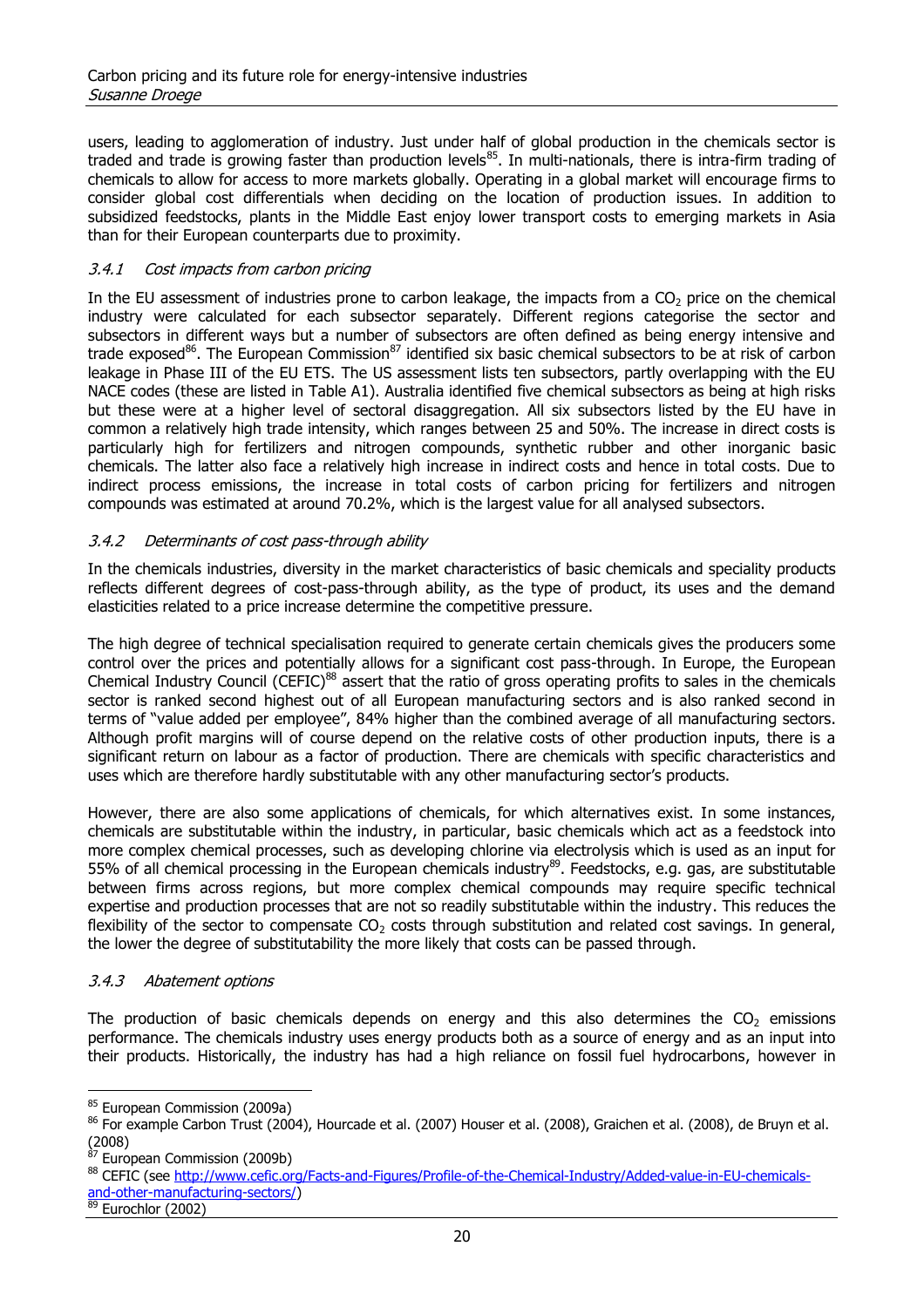users, leading to agglomeration of industry. Just under half of global production in the chemicals sector is traded and trade is growing faster than production levels[85]. In multi-nationals, there is intra-firm trading of chemicals to allow for access to more markets globally. Operating in a global market will encourage firms to consider global cost differentials when deciding on the location of production issues. In addition to subsidized feedstocks, plants in the Middle East enjoy lower transport costs to emerging markets in Asia than for their European counterparts due to proximity.

### *3.4.1 Cost impacts from carbon pricing*

In the EU assessment of industries prone to carbon leakage, the impacts from a $CO_2$ price on the chemical industry were calculated for each subsector separately. Different regions categorise the sector and subsectors in different ways but a number of subsectors are often defined as being energy intensive and trade exposed[86]. The European Commission[87] identified six basic chemical subsectors to be at risk of carbon leakage in Phase III of the EU ETS. The US assessment lists ten subsectors, partly overlapping with the EU NACE codes (these are listed in Table A1). Australia identified five chemical subsectors as being at high risks but these were at a higher level of sectoral disaggregation. All six subsectors listed by the EU have in common a relatively high trade intensity, which ranges between 25 and 50%. The increase in direct costs is particularly high for fertilizers and nitrogen compounds, synthetic rubber and other inorganic basic chemicals. The latter also face a relatively high increase in indirect costs and hence in total costs. Due to indirect process emissions, the increase in total costs of carbon pricing for fertilizers and nitrogen compounds was estimated at around 70.2%, which is the largest value for all analysed subsectors.

### *3.4.2 Determinants of cost pass-through ability*

In the chemicals industries, diversity in the market characteristics of basic chemicals and speciality products reflects different degrees of cost-pass-through ability, as the type of product, its uses and the demand elasticities related to a price increase determine the competitive pressure.

The high degree of technical specialisation required to generate certain chemicals gives the producers some control over the prices and potentially allows for a significant cost pass-through. In Europe, the European Chemical Industry Council (CEFIC)[88] assert that the ratio of gross operating profits to sales in the chemicals sector is ranked second highest out of all European manufacturing sectors and is also ranked second in terms of "value added per employee", 84% higher than the combined average of all manufacturing sectors. Although profit margins will of course depend on the relative costs of other production inputs, there is a significant return on labour as a factor of production. There are chemicals with specific characteristics and uses which are therefore hardly substitutable with any other manufacturing sector's products.

However, there are also some applications of chemicals, for which alternatives exist. In some instances, chemicals are substitutable within the industry, in particular, basic chemicals which act as a feedstock into more complex chemical processes, such as developing chlorine via electrolysis which is used as an input for 55% of all chemical processing in the European chemicals industry[89]. Feedstocks, e.g. gas, are substitutable between firms across regions, but more complex chemical compounds may require specific technical expertise and production processes that are not so readily substitutable within the industry. This reduces the flexibility of the sector to compensate $CO_2$ costs through substitution and related cost savings. In general, the lower the degree of substitutability the more likely that costs can be passed through.

### *3.4.3 Abatement options*

The production of basic chemicals depends on energy and this also determines the $CO_2$ emissions performance. The chemicals industry uses energy products both as a source of energy and as an input into their products. Historically, the industry has had a high reliance on fossil fuel hydrocarbons, however in

---

[85] European Commission (2009a)

[86] For example Carbon Trust (2004), Hourcade et al. (2007) Houser et al. (2008), Graichen et al. (2008), de Bruyn et al. (2008)

[87] European Commission (2009b)

[88] CEFIC (see http://www.cefic.org/Facts-and-Figures/Profile-of-the-Chemical-Industry/Added-value-in-EU-chemicals-and-other-manufacturing-sectors/)

[89] Eurochlor (2002)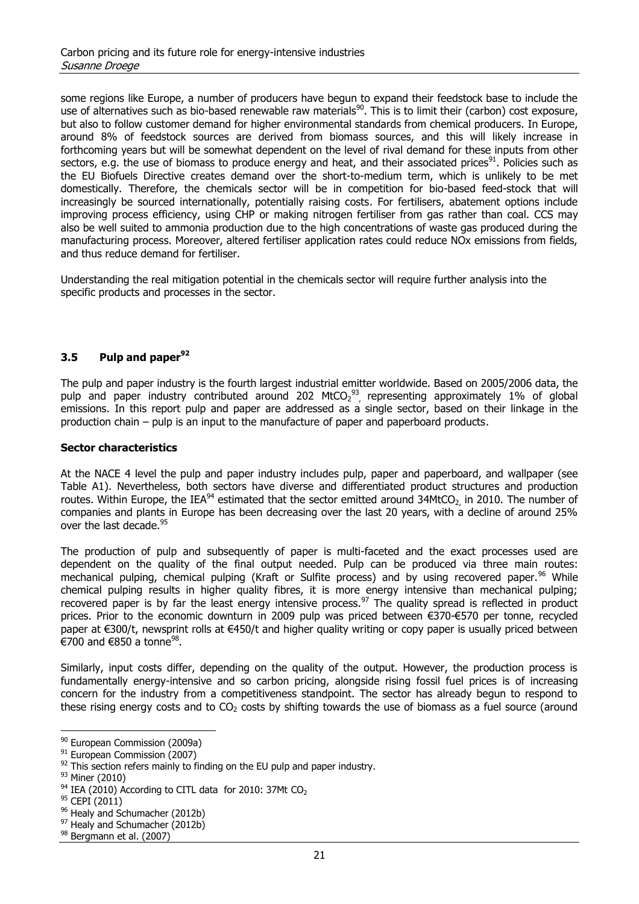some regions like Europe, a number of producers have begun to expand their feedstock base to include the use of alternatives such as bio-based renewable raw materials[90]. This is to limit their (carbon) cost exposure, but also to follow customer demand for higher environmental standards from chemical producers. In Europe, around 8% of feedstock sources are derived from biomass sources, and this will likely increase in forthcoming years but will be somewhat dependent on the level of rival demand for these inputs from other sectors, e.g. the use of biomass to produce energy and heat, and their associated prices[91]. Policies such as the EU Biofuels Directive creates demand over the short-to-medium term, which is unlikely to be met domestically. Therefore, the chemicals sector will be in competition for bio-based feed-stock that will increasingly be sourced internationally, potentially raising costs. For fertilisers, abatement options include improving process efficiency, using CHP or making nitrogen fertiliser from gas rather than coal. CCS may also be well suited to ammonia production due to the high concentrations of waste gas produced during the manufacturing process. Moreover, altered fertiliser application rates could reduce NOx emissions from fields, and thus reduce demand for fertiliser.

Understanding the real mitigation potential in the chemicals sector will require further analysis into the specific products and processes in the sector.

### 3.5 Pulp and paper[92]

The pulp and paper industry is the fourth largest industrial emitter worldwide. Based on 2005/2006 data, the pulp and paper industry contributed around 202 $MtCO_2$[93], representing approximately 1% of global emissions. In this report pulp and paper are addressed as a single sector, based on their linkage in the production chain – pulp is an input to the manufacture of paper and paperboard products.

**Sector characteristics**

At the NACE 4 level the pulp and paper industry includes pulp, paper and paperboard, and wallpaper (see Table A1). Nevertheless, both sectors have diverse and differentiated product structures and production routes. Within Europe, the IEA[94] estimated that the sector emitted around 34$MtCO_2$ in 2010. The number of companies and plants in Europe has been decreasing over the last 20 years, with a decline of around 25% over the last decade.[95]

The production of pulp and subsequently of paper is multi-faceted and the exact processes used are dependent on the quality of the final output needed. Pulp can be produced via three main routes: mechanical pulping, chemical pulping (Kraft or Sulfite process) and by using recovered paper.[96] While chemical pulping results in higher quality fibres, it is more energy intensive than mechanical pulping; recovered paper is by far the least energy intensive process.[97] The quality spread is reflected in product prices. Prior to the economic downturn in 2009 pulp was priced between €370-€570 per tonne, recycled paper at €300/t, newsprint rolls at €450/t and higher quality writing or copy paper is usually priced between €700 and €850 a tonne[98].

Similarly, input costs differ, depending on the quality of the output. However, the production process is fundamentally energy-intensive and so carbon pricing, alongside rising fossil fuel prices is of increasing concern for the industry from a competitiveness standpoint. The sector has already begun to respond to these rising energy costs and to $CO_2$ costs by shifting towards the use of biomass as a fuel source (around

---

[90] European Commission (2009a)

[91] European Commission (2007)

[92] This section refers mainly to finding on the EU pulp and paper industry.

[93] Miner (2010)

[94] IEA (2010) According to CITL data for 2010: 37Mt $CO_2$

[95] CEPI (2011)

[96] Healy and Schumacher (2012b)

[97] Healy and Schumacher (2012b)

[98] Bergmann et al. (2007)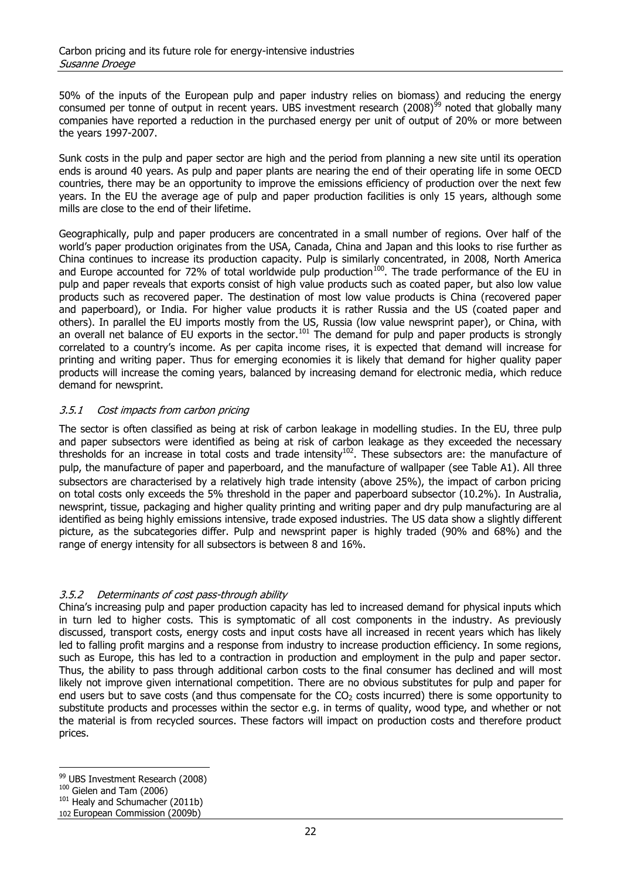50% of the inputs of the European pulp and paper industry relies on biomass) and reducing the energy consumed per tonne of output in recent years. UBS investment research (2008)[99] noted that globally many companies have reported a reduction in the purchased energy per unit of output of 20% or more between the years 1997-2007.

Sunk costs in the pulp and paper sector are high and the period from planning a new site until its operation ends is around 40 years. As pulp and paper plants are nearing the end of their operating life in some OECD countries, there may be an opportunity to improve the emissions efficiency of production over the next few years. In the EU the average age of pulp and paper production facilities is only 15 years, although some mills are close to the end of their lifetime.

Geographically, pulp and paper producers are concentrated in a small number of regions. Over half of the world's paper production originates from the USA, Canada, China and Japan and this looks to rise further as China continues to increase its production capacity. Pulp is similarly concentrated, in 2008, North America and Europe accounted for 72% of total worldwide pulp production[100]. The trade performance of the EU in pulp and paper reveals that exports consist of high value products such as coated paper, but also low value products such as recovered paper. The destination of most low value products is China (recovered paper and paperboard), or India. For higher value products it is rather Russia and the US (coated paper and others). In parallel the EU imports mostly from the US, Russia (low value newsprint paper), or China, with an overall net balance of EU exports in the sector.[101] The demand for pulp and paper products is strongly correlated to a country's income. As per capita income rises, it is expected that demand will increase for printing and writing paper. Thus for emerging economies it is likely that demand for higher quality paper products will increase the coming years, balanced by increasing demand for electronic media, which reduce demand for newsprint.

### *3.5.1 Cost impacts from carbon pricing*

The sector is often classified as being at risk of carbon leakage in modelling studies. In the EU, three pulp and paper subsectors were identified as being at risk of carbon leakage as they exceeded the necessary thresholds for an increase in total costs and trade intensity[102]. These subsectors are: the manufacture of pulp, the manufacture of paper and paperboard, and the manufacture of wallpaper (see Table A1). All three subsectors are characterised by a relatively high trade intensity (above 25%), the impact of carbon pricing on total costs only exceeds the 5% threshold in the paper and paperboard subsector (10.2%). In Australia, newsprint, tissue, packaging and higher quality printing and writing paper and dry pulp manufacturing are al identified as being highly emissions intensive, trade exposed industries. The US data show a slightly different picture, as the subcategories differ. Pulp and newsprint paper is highly traded (90% and 68%) and the range of energy intensity for all subsectors is between 8 and 16%.

### *3.5.2 Determinants of cost pass-through ability*

China's increasing pulp and paper production capacity has led to increased demand for physical inputs which in turn led to higher costs. This is symptomatic of all cost components in the industry. As previously discussed, transport costs, energy costs and input costs have all increased in recent years which has likely led to falling profit margins and a response from industry to increase production efficiency. In some regions, such as Europe, this has led to a contraction in production and employment in the pulp and paper sector. Thus, the ability to pass through additional carbon costs to the final consumer has declined and will most likely not improve given international competition. There are no obvious substitutes for pulp and paper for end users but to save costs (and thus compensate for the $CO_2$ costs incurred) there is some opportunity to substitute products and processes within the sector e.g. in terms of quality, wood type, and whether or not the material is from recycled sources. These factors will impact on production costs and therefore product prices.

---

[99] UBS Investment Research (2008)

[100] Gielen and Tam (2006)

[101] Healy and Schumacher (2011b)

[102] European Commission (2009b)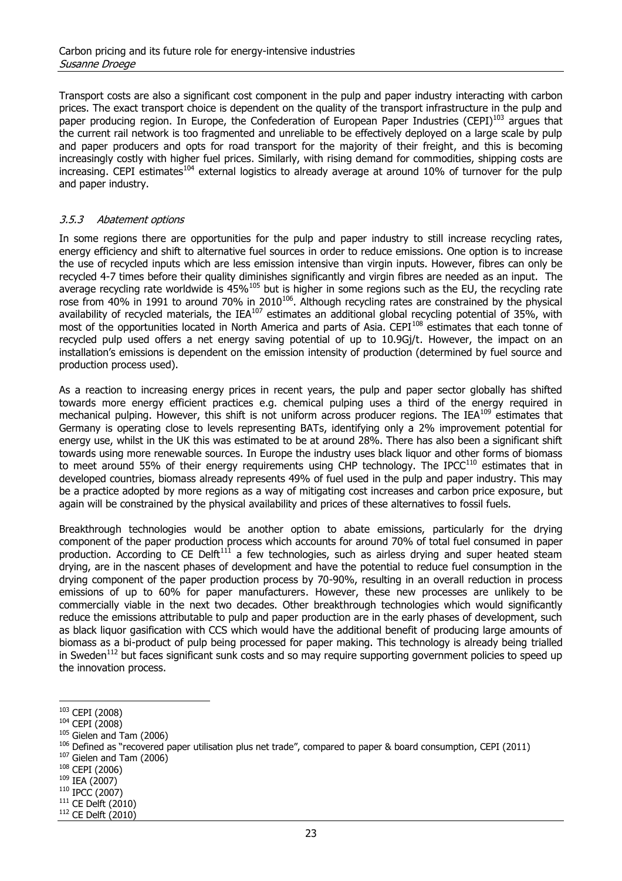Transport costs are also a significant cost component in the pulp and paper industry interacting with carbon prices. The exact transport choice is dependent on the quality of the transport infrastructure in the pulp and paper producing region. In Europe, the Confederation of European Paper Industries (CEPI)[103] argues that the current rail network is too fragmented and unreliable to be effectively deployed on a large scale by pulp and paper producers and opts for road transport for the majority of their freight, and this is becoming increasingly costly with higher fuel prices. Similarly, with rising demand for commodities, shipping costs are increasing. CEPI estimates[104] external logistics to already average at around 10% of turnover for the pulp and paper industry.

### *3.5.3 Abatement options*

In some regions there are opportunities for the pulp and paper industry to still increase recycling rates, energy efficiency and shift to alternative fuel sources in order to reduce emissions. One option is to increase the use of recycled inputs which are less emission intensive than virgin inputs. However, fibres can only be recycled 4-7 times before their quality diminishes significantly and virgin fibres are needed as an input. The average recycling rate worldwide is 45%[105] but is higher in some regions such as the EU, the recycling rate rose from 40% in 1991 to around 70% in 2010[106]. Although recycling rates are constrained by the physical availability of recycled materials, the IEA[107] estimates an additional global recycling potential of 35%, with most of the opportunities located in North America and parts of Asia. CEPI[108] estimates that each tonne of recycled pulp used offers a net energy saving potential of up to 10.9Gj/t. However, the impact on an installation's emissions is dependent on the emission intensity of production (determined by fuel source and production process used).

As a reaction to increasing energy prices in recent years, the pulp and paper sector globally has shifted towards more energy efficient practices e.g. chemical pulping uses a third of the energy required in mechanical pulping. However, this shift is not uniform across producer regions. The IEA[109] estimates that Germany is operating close to levels representing BATs, identifying only a 2% improvement potential for energy use, whilst in the UK this was estimated to be at around 28%. There has also been a significant shift towards using more renewable sources. In Europe the industry uses black liquor and other forms of biomass to meet around 55% of their energy requirements using CHP technology. The IPCC[110] estimates that in developed countries, biomass already represents 49% of fuel used in the pulp and paper industry. This may be a practice adopted by more regions as a way of mitigating cost increases and carbon price exposure, but again will be constrained by the physical availability and prices of these alternatives to fossil fuels.

Breakthrough technologies would be another option to abate emissions, particularly for the drying component of the paper production process which accounts for around 70% of total fuel consumed in paper production. According to CE Delft[111] a few technologies, such as airless drying and super heated steam drying, are in the nascent phases of development and have the potential to reduce fuel consumption in the drying component of the paper production process by 70-90%, resulting in an overall reduction in process emissions of up to 60% for paper manufacturers. However, these new processes are unlikely to be commercially viable in the next two decades. Other breakthrough technologies which would significantly reduce the emissions attributable to pulp and paper production are in the early phases of development, such as black liquor gasification with CCS which would have the additional benefit of producing large amounts of biomass as a bi-product of pulp being processed for paper making. This technology is already being trialled in Sweden[112] but faces significant sunk costs and so may require supporting government policies to speed up the innovation process.

---

[103] CEPI (2008)
[104] CEPI (2008)
[105] Gielen and Tam (2006)
[106] Defined as "recovered paper utilisation plus net trade", compared to paper & board consumption, CEPI (2011)
[107] Gielen and Tam (2006)
[108] CEPI (2006)
[109] IEA (2007)
[110] IPCC (2007)
[111] CE Delft (2010)
[112] CE Delft (2010)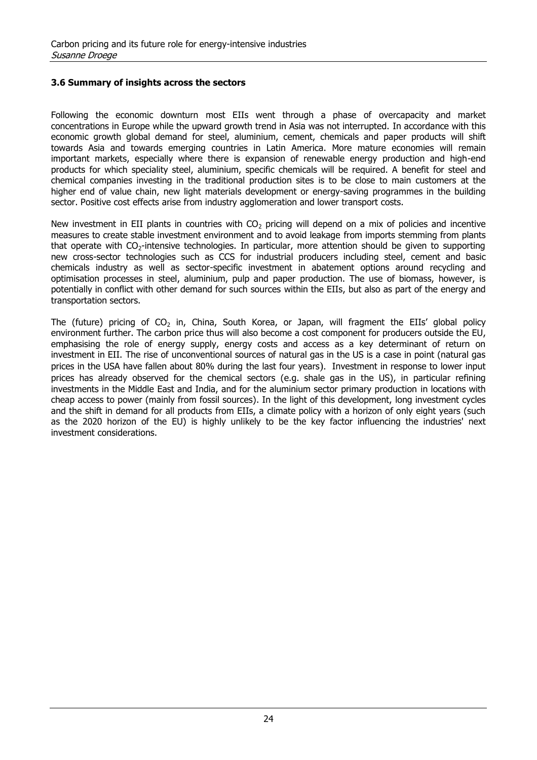### 3.6 Summary of insights across the sectors

Following the economic downturn most EIIs went through a phase of overcapacity and market concentrations in Europe while the upward growth trend in Asia was not interrupted. In accordance with this economic growth global demand for steel, aluminium, cement, chemicals and paper products will shift towards Asia and towards emerging countries in Latin America. More mature economies will remain important markets, especially where there is expansion of renewable energy production and high-end products for which speciality steel, aluminium, specific chemicals will be required. A benefit for steel and chemical companies investing in the traditional production sites is to be close to main customers at the higher end of value chain, new light materials development or energy-saving programmes in the building sector. Positive cost effects arise from industry agglomeration and lower transport costs.

New investment in EII plants in countries with $CO_2$ pricing will depend on a mix of policies and incentive measures to create stable investment environment and to avoid leakage from imports stemming from plants that operate with $CO_2$-intensive technologies. In particular, more attention should be given to supporting new cross-sector technologies such as CCS for industrial producers including steel, cement and basic chemicals industry as well as sector-specific investment in abatement options around recycling and optimisation processes in steel, aluminium, pulp and paper production. The use of biomass, however, is potentially in conflict with other demand for such sources within the EIIs, but also as part of the energy and transportation sectors.

The (future) pricing of $CO_2$ in, China, South Korea, or Japan, will fragment the EIIs' global policy environment further. The carbon price thus will also become a cost component for producers outside the EU, emphasising the role of energy supply, energy costs and access as a key determinant of return on investment in EII. The rise of unconventional sources of natural gas in the US is a case in point (natural gas prices in the USA have fallen about 80% during the last four years). Investment in response to lower input prices has already observed for the chemical sectors (e.g. shale gas in the US), in particular refining investments in the Middle East and India, and for the aluminium sector primary production in locations with cheap access to power (mainly from fossil sources). In the light of this development, long investment cycles and the shift in demand for all products from EIIs, a climate policy with a horizon of only eight years (such as the 2020 horizon of the EU) is highly unlikely to be the key factor influencing the industries' next investment considerations.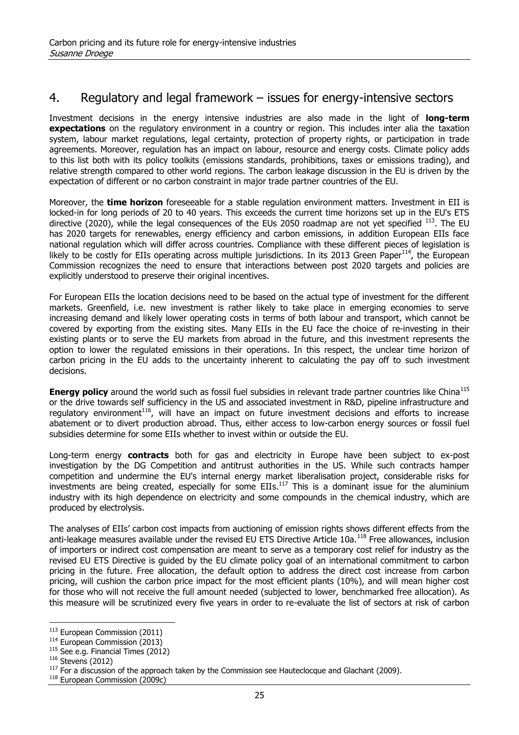## 4. Regulatory and legal framework – issues for energy-intensive sectors

Investment decisions in the energy intensive industries are also made in the light of **long-term expectations** on the regulatory environment in a country or region. This includes inter alia the taxation system, labour market regulations, legal certainty, protection of property rights, or participation in trade agreements. Moreover, regulation has an impact on labour, resource and energy costs. Climate policy adds to this list both with its policy toolkits (emissions standards, prohibitions, taxes or emissions trading), and relative strength compared to other world regions. The carbon leakage discussion in the EU is driven by the expectation of different or no carbon constraint in major trade partner countries of the EU.

Moreover, the **time horizon** foreseeable for a stable regulation environment matters. Investment in EII is locked-in for long periods of 20 to 40 years. This exceeds the current time horizons set up in the EU's ETS directive (2020), while the legal consequences of the EUs 2050 roadmap are not yet specified [113]. The EU has 2020 targets for renewables, energy efficiency and carbon emissions, in addition European EIIs face national regulation which will differ across countries. Compliance with these different pieces of legislation is likely to be costly for EIIs operating across multiple jurisdictions. In its 2013 Green Paper[114], the European Commission recognizes the need to ensure that interactions between post 2020 targets and policies are explicitly understood to preserve their original incentives.

For European EIIs the location decisions need to be based on the actual type of investment for the different markets. Greenfield, i.e. new investment is rather likely to take place in emerging economies to serve increasing demand and likely lower operating costs in terms of both labour and transport, which cannot be covered by exporting from the existing sites. Many EIIs in the EU face the choice of re-investing in their existing plants or to serve the EU markets from abroad in the future, and this investment represents the option to lower the regulated emissions in their operations. In this respect, the unclear time horizon of carbon pricing in the EU adds to the uncertainty inherent to calculating the pay off to such investment decisions.

**Energy policy** around the world such as fossil fuel subsidies in relevant trade partner countries like China[115] or the drive towards self sufficiency in the US and associated investment in R&D, pipeline infrastructure and regulatory environment[116], will have an impact on future investment decisions and efforts to increase abatement or to divert production abroad. Thus, either access to low-carbon energy sources or fossil fuel subsidies determine for some EIIs whether to invest within or outside the EU.

Long-term energy **contracts** both for gas and electricity in Europe have been subject to ex-post investigation by the DG Competition and antitrust authorities in the US. While such contracts hamper competition and undermine the EU's internal energy market liberalisation project, considerable risks for investments are being created, especially for some EIIs.[117] This is a dominant issue for the aluminium industry with its high dependence on electricity and some compounds in the chemical industry, which are produced by electrolysis.

The analyses of EIIs' carbon cost impacts from auctioning of emission rights shows different effects from the anti-leakage measures available under the revised EU ETS Directive Article 10a.[118] Free allowances, inclusion of importers or indirect cost compensation are meant to serve as a temporary cost relief for industry as the revised EU ETS Directive is guided by the EU climate policy goal of an international commitment to carbon pricing in the future. Free allocation, the default option to address the direct cost increase from carbon pricing, will cushion the carbon price impact for the most efficient plants (10%), and will mean higher cost for those who will not receive the full amount needed (subjected to lower, benchmarked free allocation). As this measure will be scrutinized every five years in order to re-evaluate the list of sectors at risk of carbon

---

[113] European Commission (2011)

[114] European Commission (2013)

[115] See e.g. Financial Times (2012)

[116] Stevens (2012)

[117] For a discussion of the approach taken by the Commission see Hauteclocque and Glachant (2009).

[118] European Commission (2009c)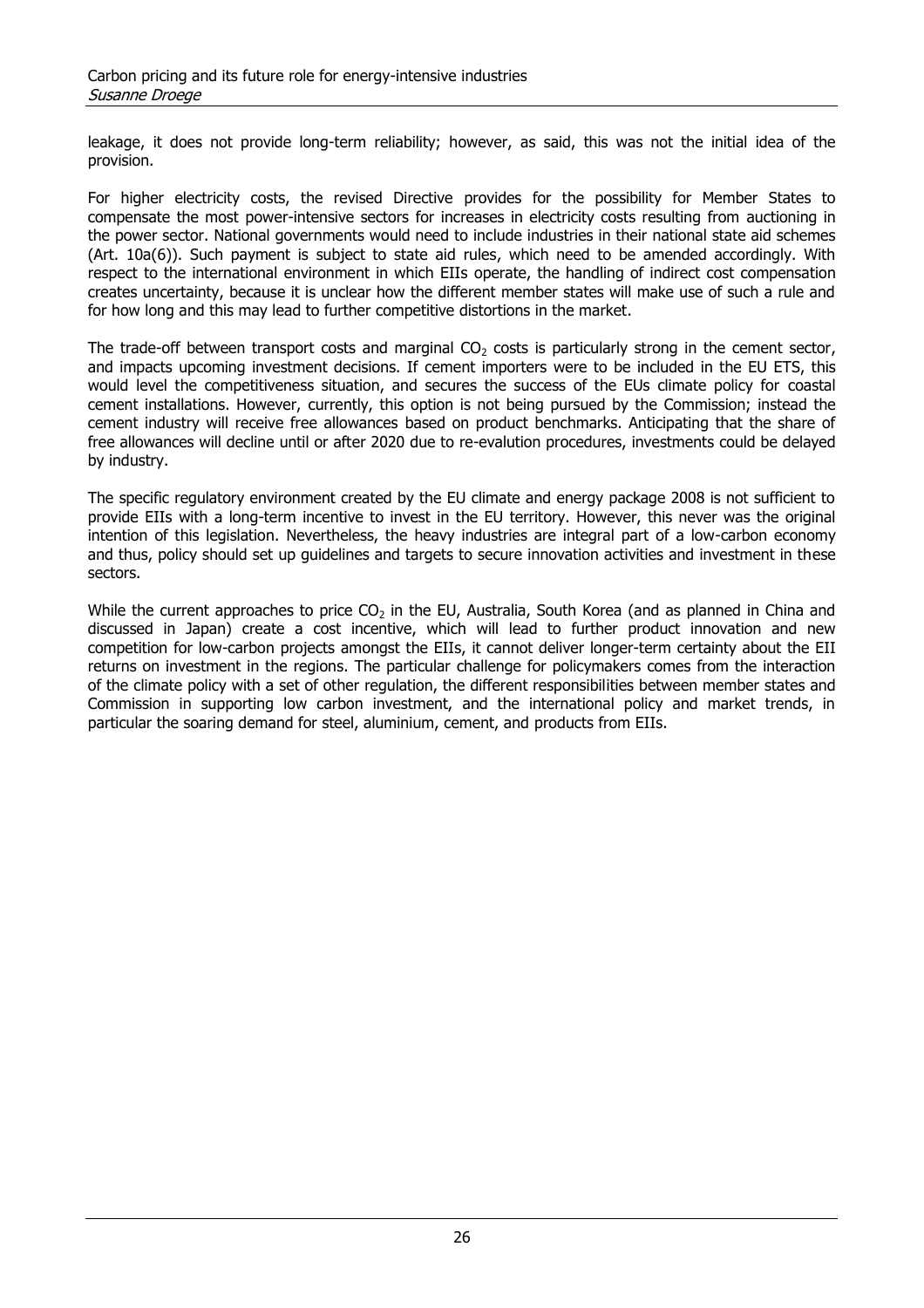leakage, it does not provide long-term reliability; however, as said, this was not the initial idea of the provision.

For higher electricity costs, the revised Directive provides for the possibility for Member States to compensate the most power-intensive sectors for increases in electricity costs resulting from auctioning in the power sector. National governments would need to include industries in their national state aid schemes (Art. 10a(6)). Such payment is subject to state aid rules, which need to be amended accordingly. With respect to the international environment in which EIIs operate, the handling of indirect cost compensation creates uncertainty, because it is unclear how the different member states will make use of such a rule and for how long and this may lead to further competitive distortions in the market.

The trade-off between transport costs and marginal $CO_2$ costs is particularly strong in the cement sector, and impacts upcoming investment decisions. If cement importers were to be included in the EU ETS, this would level the competitiveness situation, and secures the success of the EUs climate policy for coastal cement installations. However, currently, this option is not being pursued by the Commission; instead the cement industry will receive free allowances based on product benchmarks. Anticipating that the share of free allowances will decline until or after 2020 due to re-evalution procedures, investments could be delayed by industry.

The specific regulatory environment created by the EU climate and energy package 2008 is not sufficient to provide EIIs with a long-term incentive to invest in the EU territory. However, this never was the original intention of this legislation. Nevertheless, the heavy industries are integral part of a low-carbon economy and thus, policy should set up guidelines and targets to secure innovation activities and investment in these sectors.

While the current approaches to price $CO_2$ in the EU, Australia, South Korea (and as planned in China and discussed in Japan) create a cost incentive, which will lead to further product innovation and new competition for low-carbon projects amongst the EIIs, it cannot deliver longer-term certainty about the EII returns on investment in the regions. The particular challenge for policymakers comes from the interaction of the climate policy with a set of other regulation, the different responsibilities between member states and Commission in supporting low carbon investment, and the international policy and market trends, in particular the soaring demand for steel, aluminium, cement, and products from EIIs.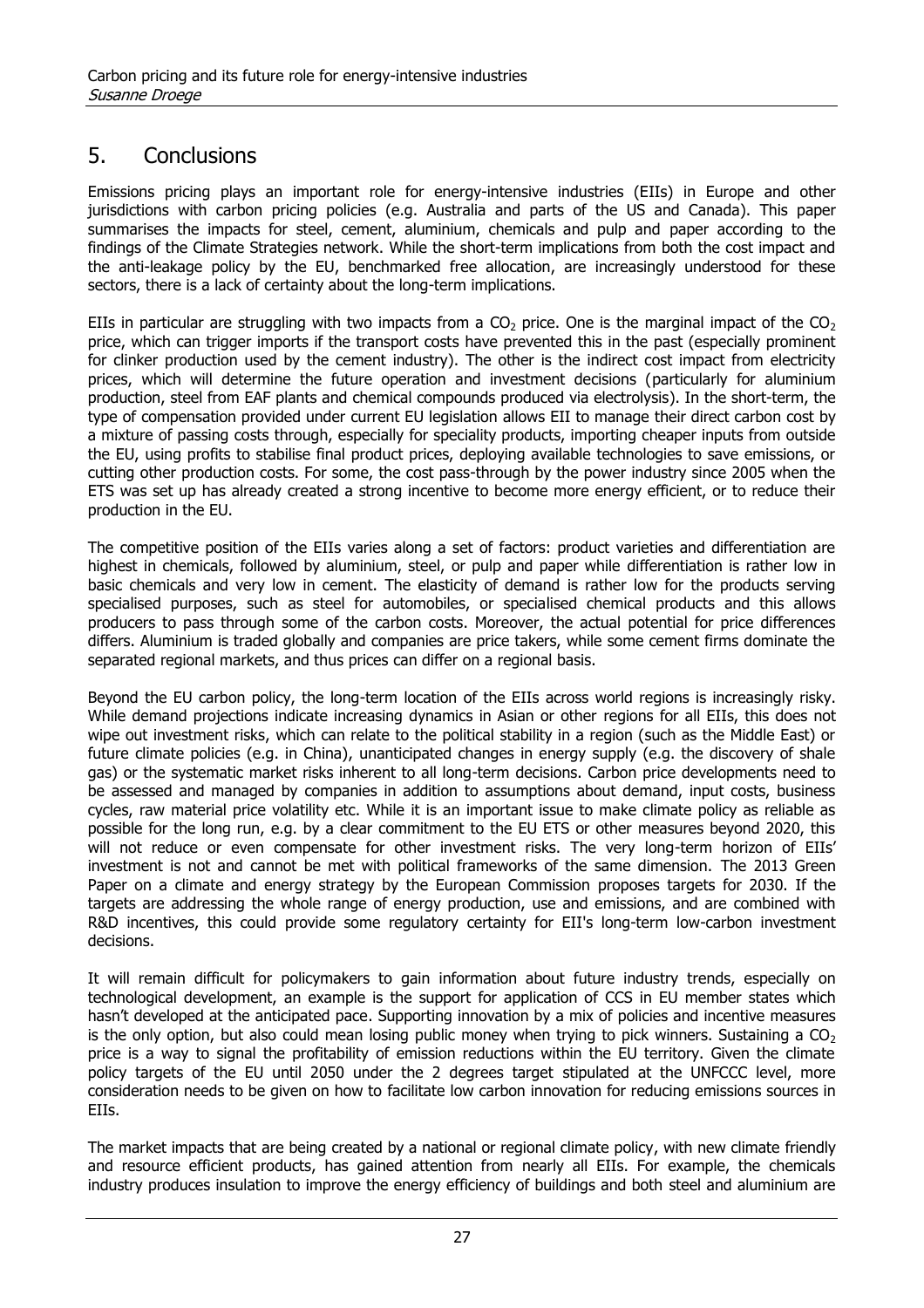## 5. Conclusions

Emissions pricing plays an important role for energy-intensive industries (EIIs) in Europe and other jurisdictions with carbon pricing policies (e.g. Australia and parts of the US and Canada). This paper summarises the impacts for steel, cement, aluminium, chemicals and pulp and paper according to the findings of the Climate Strategies network. While the short-term implications from both the cost impact and the anti-leakage policy by the EU, benchmarked free allocation, are increasingly understood for these sectors, there is a lack of certainty about the long-term implications.

EIIs in particular are struggling with two impacts from a $CO_2$ price. One is the marginal impact of the $CO_2$ price, which can trigger imports if the transport costs have prevented this in the past (especially prominent for clinker production used by the cement industry). The other is the indirect cost impact from electricity prices, which will determine the future operation and investment decisions (particularly for aluminium production, steel from EAF plants and chemical compounds produced via electrolysis). In the short-term, the type of compensation provided under current EU legislation allows EII to manage their direct carbon cost by a mixture of passing costs through, especially for speciality products, importing cheaper inputs from outside the EU, using profits to stabilise final product prices, deploying available technologies to save emissions, or cutting other production costs. For some, the cost pass-through by the power industry since 2005 when the ETS was set up has already created a strong incentive to become more energy efficient, or to reduce their production in the EU.

The competitive position of the EIIs varies along a set of factors: product varieties and differentiation are highest in chemicals, followed by aluminium, steel, or pulp and paper while differentiation is rather low in basic chemicals and very low in cement. The elasticity of demand is rather low for the products serving specialised purposes, such as steel for automobiles, or specialised chemical products and this allows producers to pass through some of the carbon costs. Moreover, the actual potential for price differences differs. Aluminium is traded globally and companies are price takers, while some cement firms dominate the separated regional markets, and thus prices can differ on a regional basis.

Beyond the EU carbon policy, the long-term location of the EIIs across world regions is increasingly risky. While demand projections indicate increasing dynamics in Asian or other regions for all EIIs, this does not wipe out investment risks, which can relate to the political stability in a region (such as the Middle East) or future climate policies (e.g. in China), unanticipated changes in energy supply (e.g. the discovery of shale gas) or the systematic market risks inherent to all long-term decisions. Carbon price developments need to be assessed and managed by companies in addition to assumptions about demand, input costs, business cycles, raw material price volatility etc. While it is an important issue to make climate policy as reliable as possible for the long run, e.g. by a clear commitment to the EU ETS or other measures beyond 2020, this will not reduce or even compensate for other investment risks. The very long-term horizon of EIIs' investment is not and cannot be met with political frameworks of the same dimension. The 2013 Green Paper on a climate and energy strategy by the European Commission proposes targets for 2030. If the targets are addressing the whole range of energy production, use and emissions, and are combined with R&D incentives, this could provide some regulatory certainty for EII's long-term low-carbon investment decisions.

It will remain difficult for policymakers to gain information about future industry trends, especially on technological development, an example is the support for application of CCS in EU member states which hasn't developed at the anticipated pace. Supporting innovation by a mix of policies and incentive measures is the only option, but also could mean losing public money when trying to pick winners. Sustaining a $CO_2$ price is a way to signal the profitability of emission reductions within the EU territory. Given the climate policy targets of the EU until 2050 under the 2 degrees target stipulated at the UNFCCC level, more consideration needs to be given on how to facilitate low carbon innovation for reducing emissions sources in EIIs.

The market impacts that are being created by a national or regional climate policy, with new climate friendly and resource efficient products, has gained attention from nearly all EIIs. For example, the chemicals industry produces insulation to improve the energy efficiency of buildings and both steel and aluminium are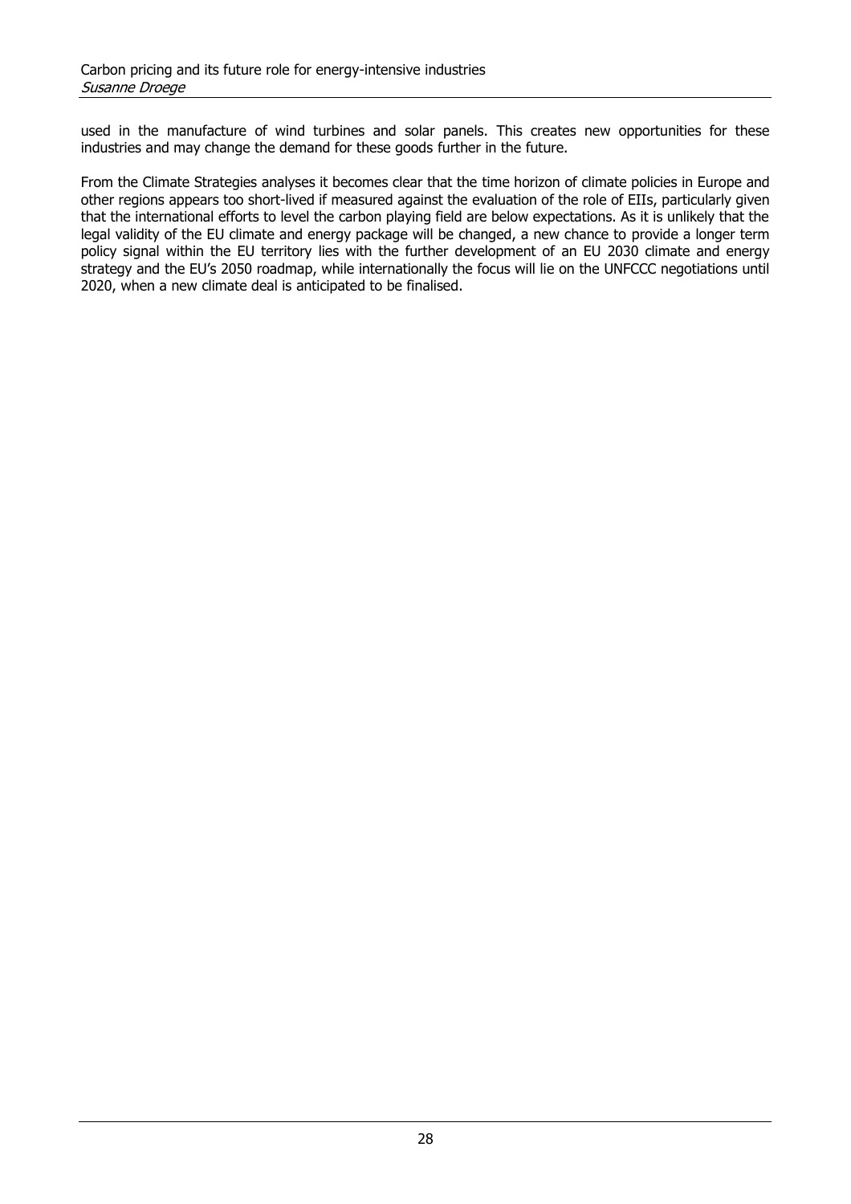used in the manufacture of wind turbines and solar panels. This creates new opportunities for these industries and may change the demand for these goods further in the future.

From the Climate Strategies analyses it becomes clear that the time horizon of climate policies in Europe and other regions appears too short-lived if measured against the evaluation of the role of EIIs, particularly given that the international efforts to level the carbon playing field are below expectations. As it is unlikely that the legal validity of the EU climate and energy package will be changed, a new chance to provide a longer term policy signal within the EU territory lies with the further development of an EU 2030 climate and energy strategy and the EU's 2050 roadmap, while internationally the focus will lie on the UNFCCC negotiations until 2020, when a new climate deal is anticipated to be finalised.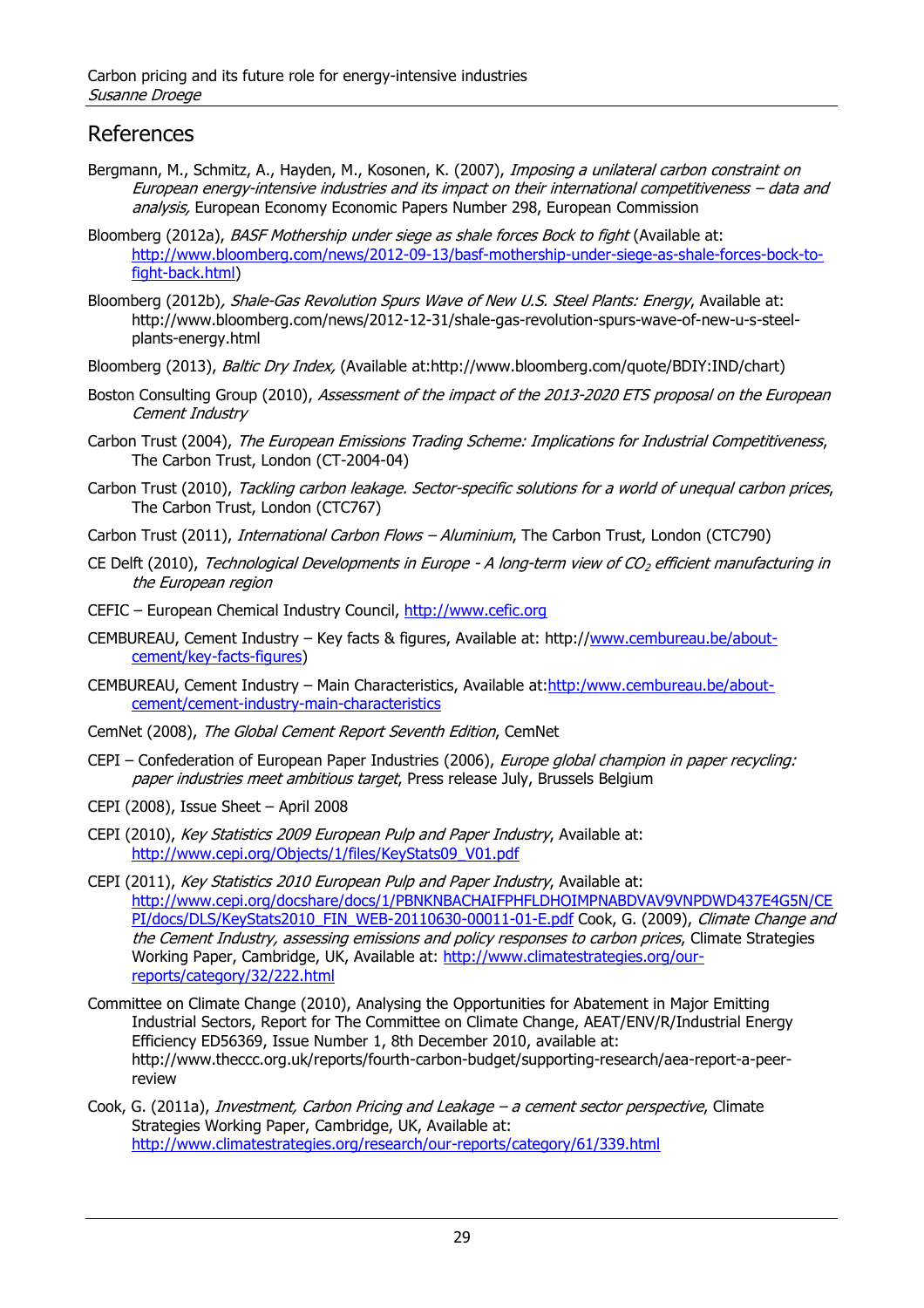## References

Bergmann, M., Schmitz, A., Hayden, M., Kosonen, K. (2007), *Imposing a unilateral carbon constraint on European energy-intensive industries and its impact on their international competitiveness – data and analysis,* European Economy Economic Papers Number 298, European Commission

Bloomberg (2012a), *BASF Mothership under siege as shale forces Bock to fight* (Available at: http://www.bloomberg.com/news/2012-09-13/basf-mothership-under-siege-as-shale-forces-bock-to-fight-back.html)

Bloomberg (2012b), *Shale-Gas Revolution Spurs Wave of New U.S. Steel Plants: Energy*, Available at: http://www.bloomberg.com/news/2012-12-31/shale-gas-revolution-spurs-wave-of-new-u-s-steel-plants-energy.html

Bloomberg (2013), *Baltic Dry Index,* (Available at:http://www.bloomberg.com/quote/BDIY:IND/chart)

Boston Consulting Group (2010), *Assessment of the impact of the 2013-2020 ETS proposal on the European Cement Industry*

Carbon Trust (2004), *The European Emissions Trading Scheme: Implications for Industrial Competitiveness*, The Carbon Trust, London (CT-2004-04)

Carbon Trust (2010), *Tackling carbon leakage. Sector-specific solutions for a world of unequal carbon prices*, The Carbon Trust, London (CTC767)

Carbon Trust (2011), *International Carbon Flows – Aluminium*, The Carbon Trust, London (CTC790)

CE Delft (2010), *Technological Developments in Europe - A long-term view of $CO_2$ efficient manufacturing in the European region*

CEFIC – European Chemical Industry Council, http://www.cefic.org

CEMBUREAU, Cement Industry – Key facts & figures, Available at: http://www.cembureau.be/about-cement/key-facts-figures)

CEMBUREAU, Cement Industry – Main Characteristics, Available at:http:/www.cembureau.be/about-cement/cement-industry-main-characteristics

CemNet (2008), *The Global Cement Report Seventh Edition*, CemNet

CEPI – Confederation of European Paper Industries (2006), *Europe global champion in paper recycling: paper industries meet ambitious target*, Press release July, Brussels Belgium

CEPI (2008), Issue Sheet – April 2008

CEPI (2010), *Key Statistics 2009 European Pulp and Paper Industry*, Available at: http://www.cepi.org/Objects/1/files/KeyStats09_V01.pdf

CEPI (2011), *Key Statistics 2010 European Pulp and Paper Industry*, Available at: http://www.cepi.org/docshare/docs/1/PBNKNBACHAIFPHFLDHOIMPNABDVAV9VNPDWD437E4G5N/CEPI/docs/DLS/KeyStats2010_FIN_WEB-20110630-00011-01-E.pdf Cook, G. (2009), *Climate Change and the Cement Industry, assessing emissions and policy responses to carbon prices*, Climate Strategies Working Paper, Cambridge, UK, Available at: http://www.climatestrategies.org/our-reports/category/32/222.html

Committee on Climate Change (2010), Analysing the Opportunities for Abatement in Major Emitting Industrial Sectors, Report for The Committee on Climate Change, AEAT/ENV/R/Industrial Energy Efficiency ED56369, Issue Number 1, 8th December 2010, available at: http://www.theccc.org.uk/reports/fourth-carbon-budget/supporting-research/aea-report-a-peer-review

Cook, G. (2011a), *Investment, Carbon Pricing and Leakage – a cement sector perspective*, Climate Strategies Working Paper, Cambridge, UK, Available at: http://www.climatestrategies.org/research/our-reports/category/61/339.html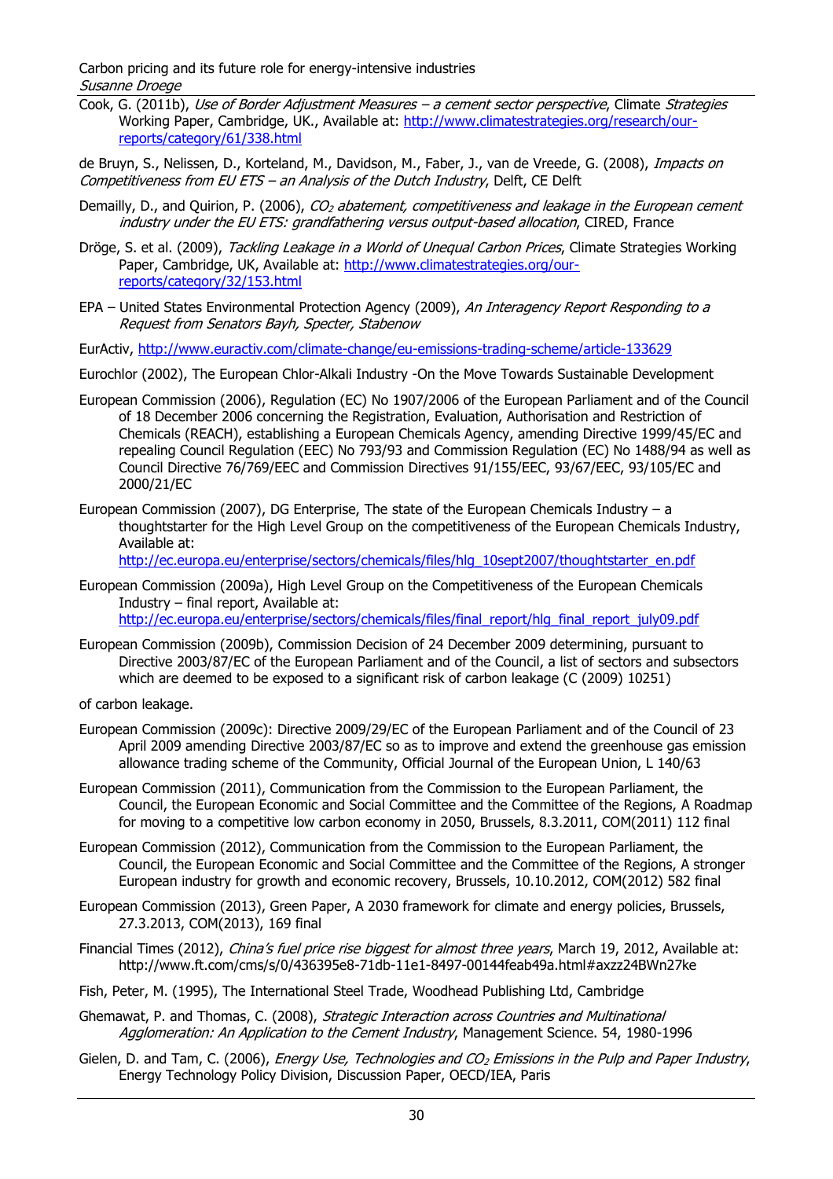Cook, G. (2011b), *Use of Border Adjustment Measures – a cement sector perspective*, Climate *Strategies* Working Paper, Cambridge, UK., Available at: http://www.climatestrategies.org/research/our-reports/category/61/338.html

de Bruyn, S., Nelissen, D., Korteland, M., Davidson, M., Faber, J., van de Vreede, G. (2008), *Impacts on Competitiveness from EU ETS – an Analysis of the Dutch Industry*, Delft, CE Delft

Demailly, D., and Quirion, P. (2006), *$CO_2$ abatement, competitiveness and leakage in the European cement industry under the EU ETS: grandfathering versus output-based allocation*, CIRED, France

Dröge, S. et al. (2009), *Tackling Leakage in a World of Unequal Carbon Prices*, Climate Strategies Working Paper, Cambridge, UK, Available at: http://www.climatestrategies.org/our-reports/category/32/153.html

EPA – United States Environmental Protection Agency (2009), *An Interagency Report Responding to a Request from Senators Bayh, Specter, Stabenow*

EurActiv, http://www.euractiv.com/climate-change/eu-emissions-trading-scheme/article-133629

Eurochlor (2002), The European Chlor-Alkali Industry -On the Move Towards Sustainable Development

European Commission (2006), Regulation (EC) No 1907/2006 of the European Parliament and of the Council of 18 December 2006 concerning the Registration, Evaluation, Authorisation and Restriction of Chemicals (REACH), establishing a European Chemicals Agency, amending Directive 1999/45/EC and repealing Council Regulation (EEC) No 793/93 and Commission Regulation (EC) No 1488/94 as well as Council Directive 76/769/EEC and Commission Directives 91/155/EEC, 93/67/EEC, 93/105/EC and 2000/21/EC

European Commission (2007), DG Enterprise, The state of the European Chemicals Industry – a thoughtstarter for the High Level Group on the competitiveness of the European Chemicals Industry, Available at: http://ec.europa.eu/enterprise/sectors/chemicals/files/hlg_10sept2007/thoughtstarter_en.pdf

European Commission (2009a), High Level Group on the Competitiveness of the European Chemicals Industry – final report, Available at: http://ec.europa.eu/enterprise/sectors/chemicals/files/final_report/hlg_final_report_july09.pdf

European Commission (2009b), Commission Decision of 24 December 2009 determining, pursuant to Directive 2003/87/EC of the European Parliament and of the Council, a list of sectors and subsectors which are deemed to be exposed to a significant risk of carbon leakage (C (2009) 10251)

of carbon leakage.

European Commission (2009c): Directive 2009/29/EC of the European Parliament and of the Council of 23 April 2009 amending Directive 2003/87/EC so as to improve and extend the greenhouse gas emission allowance trading scheme of the Community, Official Journal of the European Union, L 140/63

European Commission (2011), Communication from the Commission to the European Parliament, the Council, the European Economic and Social Committee and the Committee of the Regions, A Roadmap for moving to a competitive low carbon economy in 2050, Brussels, 8.3.2011, COM(2011) 112 final

European Commission (2012), Communication from the Commission to the European Parliament, the Council, the European Economic and Social Committee and the Committee of the Regions, A stronger European industry for growth and economic recovery, Brussels, 10.10.2012, COM(2012) 582 final

European Commission (2013), Green Paper, A 2030 framework for climate and energy policies, Brussels, 27.3.2013, COM(2013), 169 final

Financial Times (2012), *China's fuel price rise biggest for almost three years*, March 19, 2012, Available at: http://www.ft.com/cms/s/0/436395e8-71db-11e1-8497-00144feab49a.html#axzz24BWn27ke

Fish, Peter, M. (1995), The International Steel Trade, Woodhead Publishing Ltd, Cambridge

Ghemawat, P. and Thomas, C. (2008), *Strategic Interaction across Countries and Multinational Agglomeration: An Application to the Cement Industry*, Management Science. 54, 1980-1996

Gielen, D. and Tam, C. (2006), *Energy Use, Technologies and $CO_2$ Emissions in the Pulp and Paper Industry*, Energy Technology Policy Division, Discussion Paper, OECD/IEA, Paris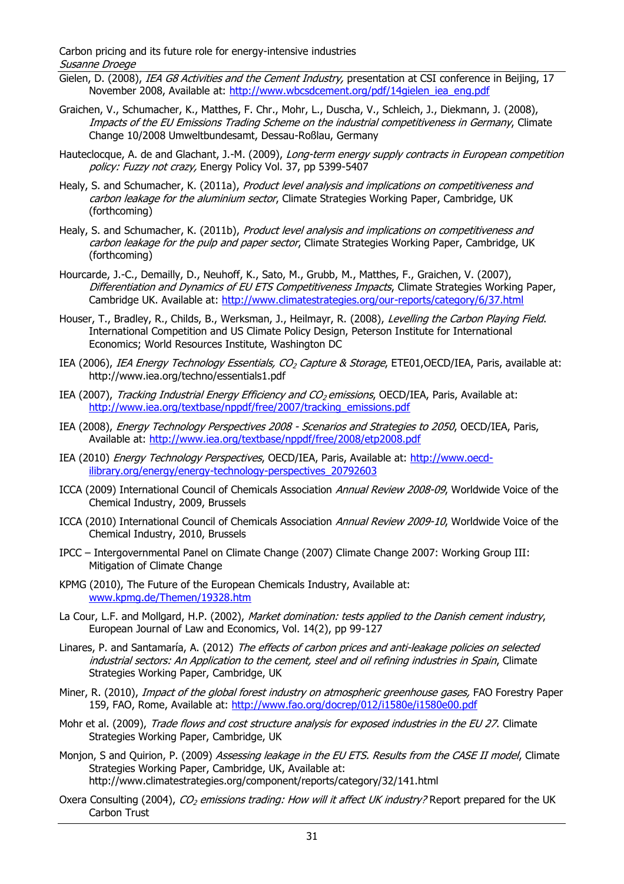Gielen, D. (2008), *IEA G8 Activities and the Cement Industry,* presentation at CSI conference in Beijing, 17 November 2008, Available at: http://www.wbcsdcement.org/pdf/14gielen_iea_eng.pdf

Graichen, V., Schumacher, K., Matthes, F. Chr., Mohr, L., Duscha, V., Schleich, J., Diekmann, J. (2008), *Impacts of the EU Emissions Trading Scheme on the industrial competitiveness in Germany*, Climate Change 10/2008 Umweltbundesamt, Dessau-Roßlau, Germany

Hauteclocque, A. de and Glachant, J.-M. (2009), *Long-term energy supply contracts in European competition policy: Fuzzy not crazy,* Energy Policy Vol. 37, pp 5399-5407

Healy, S. and Schumacher, K. (2011a), *Product level analysis and implications on competitiveness and carbon leakage for the aluminium sector*, Climate Strategies Working Paper, Cambridge, UK (forthcoming)

Healy, S. and Schumacher, K. (2011b), *Product level analysis and implications on competitiveness and carbon leakage for the pulp and paper sector*, Climate Strategies Working Paper, Cambridge, UK (forthcoming)

Hourcarde, J.-C., Demailly, D., Neuhoff, K., Sato, M., Grubb, M., Matthes, F., Graichen, V. (2007), *Differentiation and Dynamics of EU ETS Competitiveness Impacts*, Climate Strategies Working Paper, Cambridge UK. Available at: http://www.climatestrategies.org/our-reports/category/6/37.html

Houser, T., Bradley, R., Childs, B., Werksman, J., Heilmayr, R. (2008), *Levelling the Carbon Playing Field*. International Competition and US Climate Policy Design, Peterson Institute for International Economics; World Resources Institute, Washington DC

IEA (2006), *IEA Energy Technology Essentials, $CO_2$ Capture & Storage*, ETE01,OECD/IEA, Paris, available at: http://www.iea.org/techno/essentials1.pdf

IEA (2007), *Tracking Industrial Energy Efficiency and $CO_2$ emissions*, OECD/IEA, Paris, Available at: http://www.iea.org/textbase/nppdf/free/2007/tracking_emissions.pdf

IEA (2008), *Energy Technology Perspectives 2008 - Scenarios and Strategies to 2050*, OECD/IEA, Paris, Available at: http://www.iea.org/textbase/nppdf/free/2008/etp2008.pdf

IEA (2010) *Energy Technology Perspectives*, OECD/IEA, Paris, Available at: http://www.oecd-ilibrary.org/energy/energy-technology-perspectives_20792603

ICCA (2009) International Council of Chemicals Association *Annual Review 2008-09*, Worldwide Voice of the Chemical Industry, 2009, Brussels

ICCA (2010) International Council of Chemicals Association *Annual Review 2009-10*, Worldwide Voice of the Chemical Industry, 2010, Brussels

IPCC – Intergovernmental Panel on Climate Change (2007) Climate Change 2007: Working Group III: Mitigation of Climate Change

KPMG (2010), The Future of the European Chemicals Industry, Available at: www.kpmg.de/Themen/19328.htm

La Cour, L.F. and Mollgard, H.P. (2002), *Market domination: tests applied to the Danish cement industry*, European Journal of Law and Economics, Vol. 14(2), pp 99-127

Linares, P. and Santamaría, A. (2012) *The effects of carbon prices and anti-leakage policies on selected industrial sectors: An Application to the cement, steel and oil refining industries in Spain*, Climate Strategies Working Paper, Cambridge, UK

Miner, R. (2010), *Impact of the global forest industry on atmospheric greenhouse gases,* FAO Forestry Paper 159, FAO, Rome, Available at: http://www.fao.org/docrep/012/i1580e/i1580e00.pdf

Mohr et al. (2009), *Trade flows and cost structure analysis for exposed industries in the EU 27*. Climate Strategies Working Paper, Cambridge, UK

Monjon, S and Quirion, P. (2009) *Assessing leakage in the EU ETS. Results from the CASE II model*, Climate Strategies Working Paper, Cambridge, UK, Available at: http://www.climatestrategies.org/component/reports/category/32/141.html

Oxera Consulting (2004), *$CO_2$ emissions trading: How will it affect UK industry?* Report prepared for the UK Carbon Trust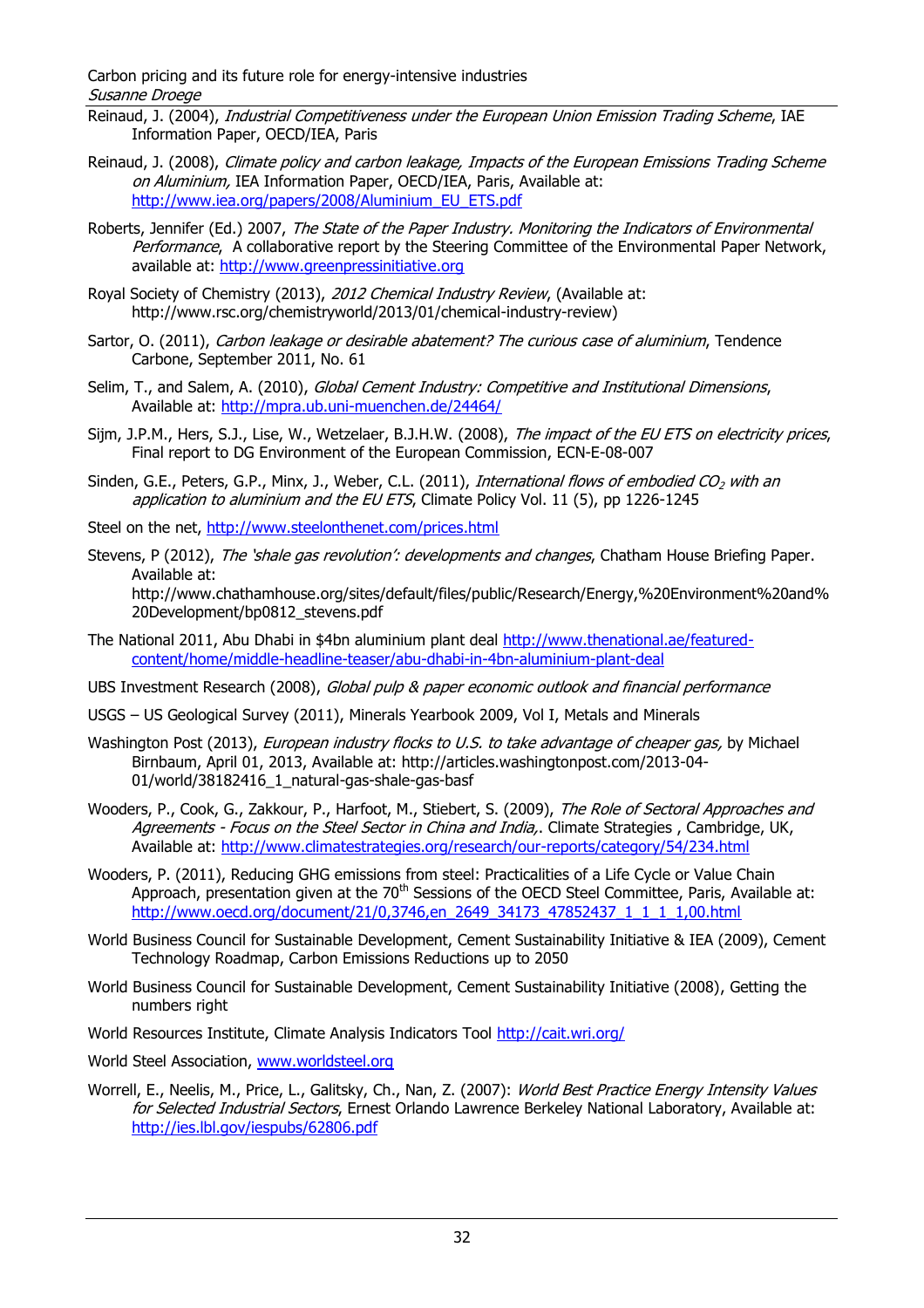Reinaud, J. (2004), *Industrial Competitiveness under the European Union Emission Trading Scheme*, IAE Information Paper, OECD/IEA, Paris

Reinaud, J. (2008), *Climate policy and carbon leakage, Impacts of the European Emissions Trading Scheme on Aluminium,* IEA Information Paper, OECD/IEA, Paris, Available at: http://www.iea.org/papers/2008/Aluminium_EU_ETS.pdf

Roberts, Jennifer (Ed.) 2007, *The State of the Paper Industry. Monitoring the Indicators of Environmental Performance*, A collaborative report by the Steering Committee of the Environmental Paper Network, available at: http://www.greenpressinitiative.org

Royal Society of Chemistry (2013), *2012 Chemical Industry Review*, (Available at: http://www.rsc.org/chemistryworld/2013/01/chemical-industry-review)

Sartor, O. (2011), *Carbon leakage or desirable abatement? The curious case of aluminium*, Tendence Carbone, September 2011, No. 61

Selim, T., and Salem, A. (2010), *Global Cement Industry: Competitive and Institutional Dimensions*, Available at: http://mpra.ub.uni-muenchen.de/24464/

Sijm, J.P.M., Hers, S.J., Lise, W., Wetzelaer, B.J.H.W. (2008), *The impact of the EU ETS on electricity prices*, Final report to DG Environment of the European Commission, ECN-E-08-007

Sinden, G.E., Peters, G.P., Minx, J., Weber, C.L. (2011), *International flows of embodied $CO_2$ with an application to aluminium and the EU ETS*, Climate Policy Vol. 11 (5), pp 1226-1245

Steel on the net, http://www.steelonthenet.com/prices.html

Stevens, P (2012), *The 'shale gas revolution': developments and changes*, Chatham House Briefing Paper. Available at: http://www.chathamhouse.org/sites/default/files/public/Research/Energy,%20Environment%20and%20Development/bp0812_stevens.pdf

The National 2011, Abu Dhabi in $4bn aluminium plant deal http://www.thenational.ae/featured-content/home/middle-headline-teaser/abu-dhabi-in-4bn-aluminium-plant-deal

UBS Investment Research (2008), *Global pulp & paper economic outlook and financial performance*

USGS – US Geological Survey (2011), Minerals Yearbook 2009, Vol I, Metals and Minerals

Washington Post (2013), *European industry flocks to U.S. to take advantage of cheaper gas,* by Michael Birnbaum, April 01, 2013, Available at: http://articles.washingtonpost.com/2013-04-01/world/38182416_1_natural-gas-shale-gas-basf

Wooders, P., Cook, G., Zakkour, P., Harfoot, M., Stiebert, S. (2009), *The Role of Sectoral Approaches and Agreements - Focus on the Steel Sector in China and India,*. Climate Strategies , Cambridge, UK, Available at: http://www.climatestrategies.org/research/our-reports/category/54/234.html

Wooders, P. (2011), Reducing GHG emissions from steel: Practicalities of a Life Cycle or Value Chain Approach, presentation given at the 70th Sessions of the OECD Steel Committee, Paris, Available at: http://www.oecd.org/document/21/0,3746,en_2649_34173_47852437_1_1_1_1,00.html

World Business Council for Sustainable Development, Cement Sustainability Initiative & IEA (2009), Cement Technology Roadmap, Carbon Emissions Reductions up to 2050

World Business Council for Sustainable Development, Cement Sustainability Initiative (2008), Getting the numbers right

World Resources Institute, Climate Analysis Indicators Tool http://cait.wri.org/

World Steel Association, www.worldsteel.org

Worrell, E., Neelis, M., Price, L., Galitsky, Ch., Nan, Z. (2007): *World Best Practice Energy Intensity Values for Selected Industrial Sectors*, Ernest Orlando Lawrence Berkeley National Laboratory, Available at: http://ies.lbl.gov/iespubs/62806.pdf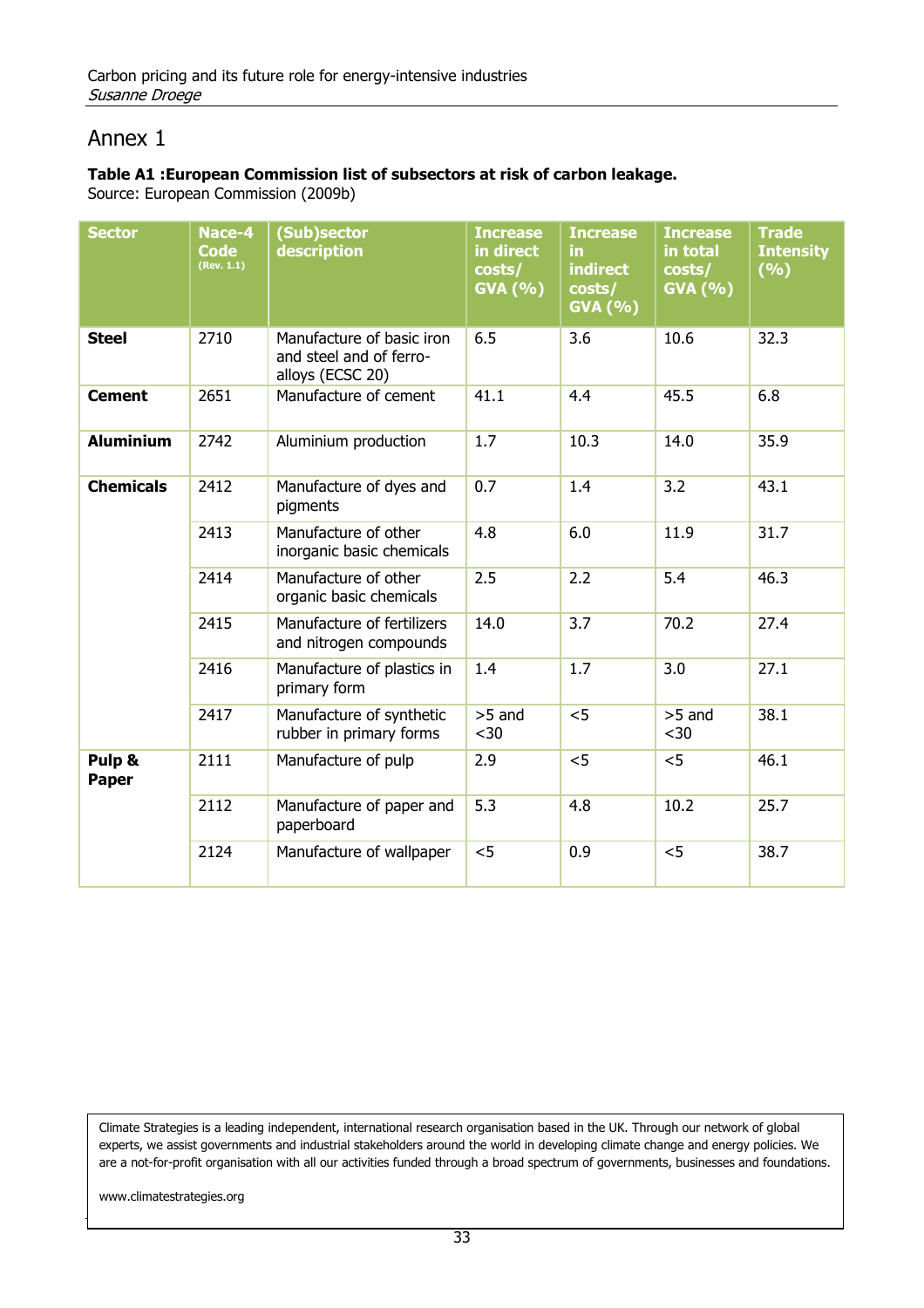# Annex 1

**Table A1 :European Commission list of subsectors at risk of carbon leakage.**
Source: European Commission (2009b)

| Sector | Nace-4 Code (Rev. 1.1) | (Sub)sector description | Increase in direct costs/ GVA (%) | Increase in indirect costs/ GVA (%) | Increase in total costs/ GVA (%) | Trade Intensity (%) |
|---|---|---|---|---|---|---|
| **Steel** | 2710 | Manufacture of basic iron and steel and of ferro-alloys (ECSC 20) | 6.5 | 3.6 | 10.6 | 32.3 |
| **Cement** | 2651 | Manufacture of cement | 41.1 | 4.4 | 45.5 | 6.8 |
| **Aluminium** | 2742 | Aluminium production | 1.7 | 10.3 | 14.0 | 35.9 |
| **Chemicals** | 2412 | Manufacture of dyes and pigments | 0.7 | 1.4 | 3.2 | 43.1 |
| | 2413 | Manufacture of other inorganic basic chemicals | 4.8 | 6.0 | 11.9 | 31.7 |
| | 2414 | Manufacture of other organic basic chemicals | 2.5 | 2.2 | 5.4 | 46.3 |
| | 2415 | Manufacture of fertilizers and nitrogen compounds | 14.0 | 3.7 | 70.2 | 27.4 |
| | 2416 | Manufacture of plastics in primary form | 1.4 | 1.7 | 3.0 | 27.1 |
| | 2417 | Manufacture of synthetic rubber in primary forms | >5 and <30 | <5 | >5 and <30 | 38.1 |
| **Pulp & Paper** | 2111 | Manufacture of pulp | 2.9 | <5 | <5 | 46.1 |
| | 2112 | Manufacture of paper and paperboard | 5.3 | 4.8 | 10.2 | 25.7 |
| | 2124 | Manufacture of wallpaper | <5 | 0.9 | <5 | 38.7 |

Climate Strategies is a leading independent, international research organisation based in the UK. Through our network of global experts, we assist governments and industrial stakeholders around the world in developing climate change and energy policies. We are a not-for-profit organisation with all our activities funded through a broad spectrum of governments, businesses and foundations.

www.climatestrategies.org